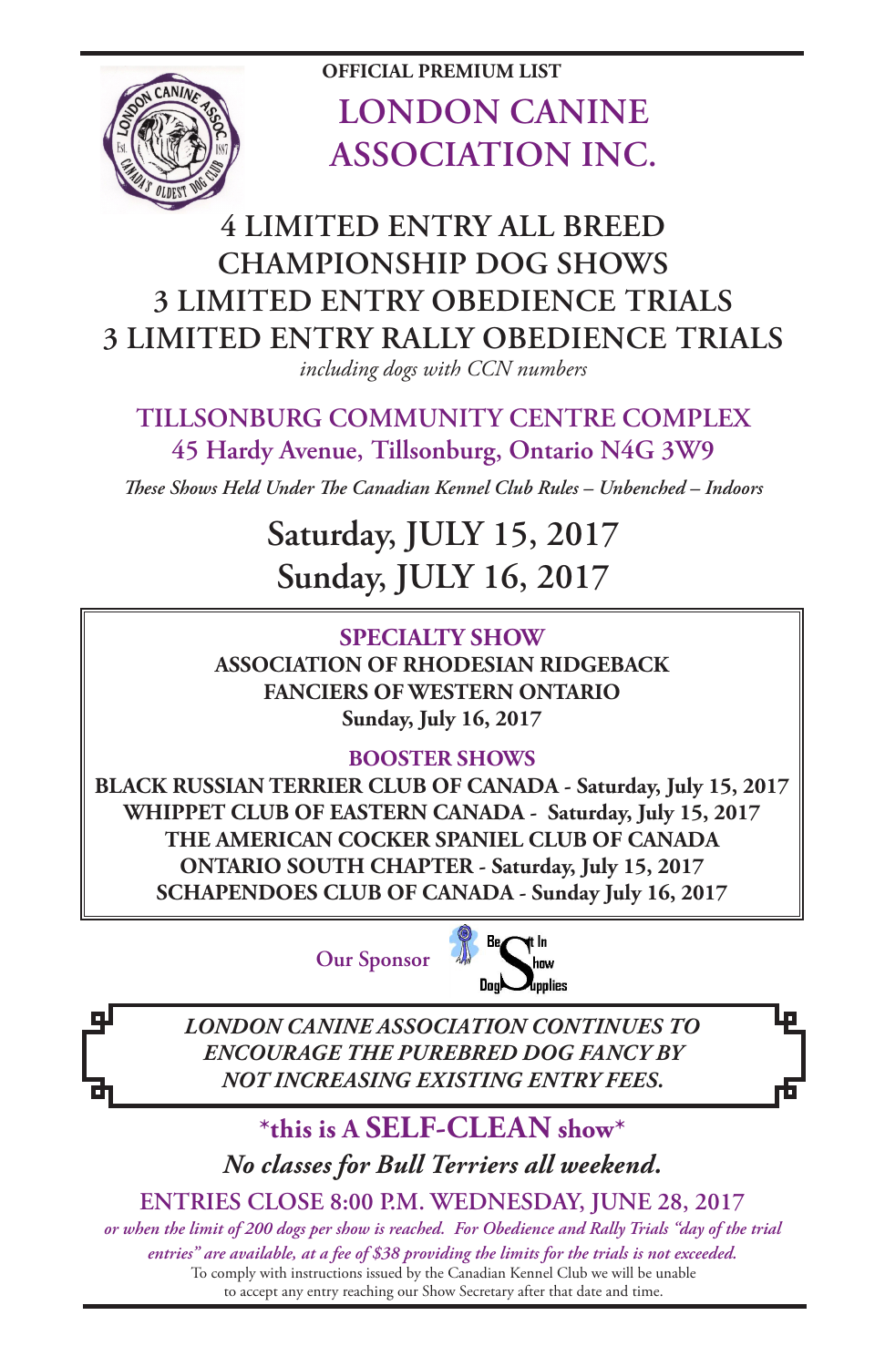OFFICIAL PREMIUM LIST

# LONDON CANINE ASSOCIATION INC.

## 4 LIMITED ENTRY ALL BREED CHAMPIONSHIP DOG SHOWS
## 3 LIMITED ENTRY OBEDIENCE TRIALS
## 3 LIMITED ENTRY RALLY OBEDIENCE TRIALS

*including dogs with CCN numbers*

### TILLSONBURG COMMUNITY CENTRE COMPLEX
### 45 Hardy Avenue, Tillsonburg, Ontario N4G 3W9

*These Shows Held Under The Canadian Kennel Club Rules – Unbenched – Indoors*

## Saturday, JULY 15, 2017
## Sunday, JULY 16, 2017

### SPECIALTY SHOW

**ASSOCIATION OF RHODESIAN RIDGEBACK FANCIERS OF WESTERN ONTARIO**
**Sunday, July 16, 2017**

### BOOSTER SHOWS

**BLACK RUSSIAN TERRIER CLUB OF CANADA - Saturday, July 15, 2017**
**WHIPPET CLUB OF EASTERN CANADA - Saturday, July 15, 2017**
**THE AMERICAN COCKER SPANIEL CLUB OF CANADA ONTARIO SOUTH CHAPTER - Saturday, July 15, 2017**
**SCHAPENDOES CLUB OF CANADA - Sunday July 16, 2017**

Our Sponsor

***LONDON CANINE ASSOCIATION CONTINUES TO ENCOURAGE THE PUREBRED DOG FANCY BY NOT INCREASING EXISTING ENTRY FEES.***

**\*this is A SELF-CLEAN show\***

***No classes for Bull Terriers all weekend.***

**ENTRIES CLOSE 8:00 P.M. WEDNESDAY, JUNE 28, 2017**

*or when the limit of 200 dogs per show is reached. For Obedience and Rally Trials "day of the trial entries" are available, at a fee of $38 providing the limits for the trials is not exceeded.*

To comply with instructions issued by the Canadian Kennel Club we will be unable to accept any entry reaching our Show Secretary after that date and time.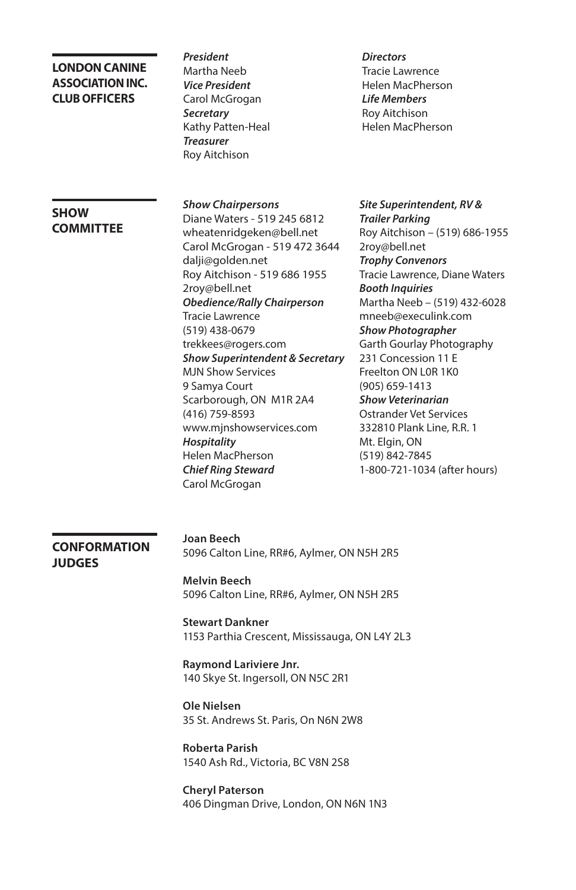## LONDON CANINE ASSOCIATION INC. CLUB OFFICERS

***President***
Martha Neeb
***Vice President***
Carol McGrogan
***Secretary***
Kathy Patten-Heal
***Treasurer***
Roy Aitchison

***Directors***
Tracie Lawrence
Helen MacPherson
***Life Members***
Roy Aitchison
Helen MacPherson

## SHOW COMMITTEE

***Show Chairpersons***
Diane Waters - 519 245 6812
wheatenridgeken@bell.net
Carol McGrogan - 519 472 3644
dalji@golden.net
Roy Aitchison - 519 686 1955
2roy@bell.net
***Obedience/Rally Chairperson***
Tracie Lawrence
(519) 438-0679
trekkees@rogers.com
***Show Superintendent & Secretary***
MJN Show Services
9 Samya Court
Scarborough, ON  M1R 2A4
(416) 759-8593
www.mjnshowservices.com
***Hospitality***
Helen MacPherson
***Chief Ring Steward***
Carol McGrogan

***Site Superintendent, RV & Trailer Parking***
Roy Aitchison – (519) 686-1955
2roy@bell.net
***Trophy Convenors***
Tracie Lawrence, Diane Waters
***Booth Inquiries***
Martha Neeb – (519) 432-6028
mneeb@execulink.com
***Show Photographer***
Garth Gourlay Photography
231 Concession 11 E
Freelton ON L0R 1K0
(905) 659-1413
***Show Veterinarian***
Ostrander Vet Services
332810 Plank Line, R.R. 1
Mt. Elgin, ON
(519) 842-7845
1-800-721-1034 (after hours)

## CONFORMATION JUDGES

**Joan Beech**
5096 Calton Line, RR#6, Aylmer, ON N5H 2R5

**Melvin Beech**
5096 Calton Line, RR#6, Aylmer, ON N5H 2R5

**Stewart Dankner**
1153 Parthia Crescent, Mississauga, ON L4Y 2L3

**Raymond Lariviere Jnr.**
140 Skye St. Ingersoll, ON N5C 2R1

**Ole Nielsen**
35 St. Andrews St. Paris, On N6N 2W8

**Roberta Parish**
1540 Ash Rd., Victoria, BC V8N 2S8

**Cheryl Paterson**
406 Dingman Drive, London, ON N6N 1N3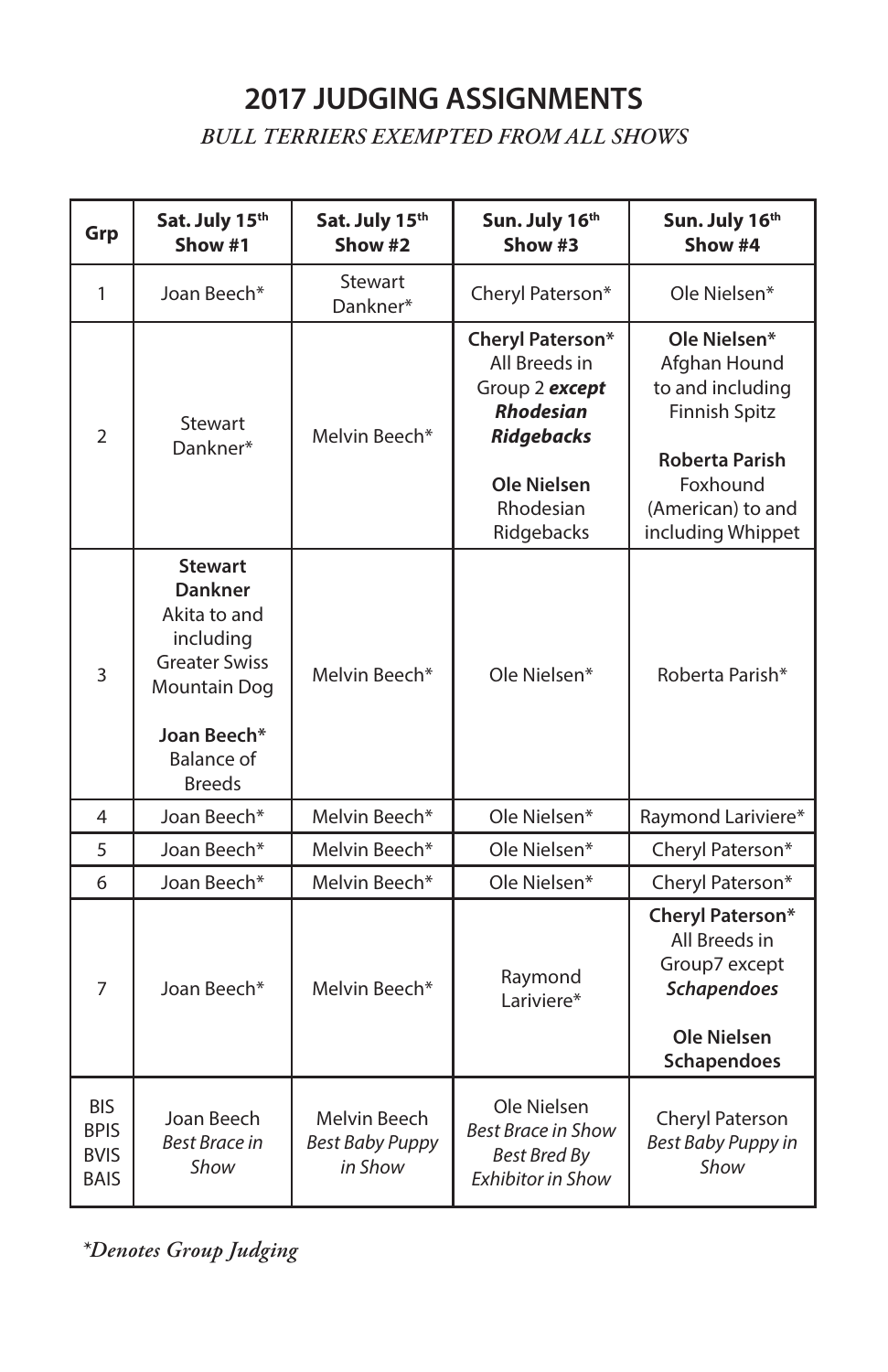## 2017 JUDGING ASSIGNMENTS

*BULL TERRIERS EXEMPTED FROM ALL SHOWS*

| Grp | Sat. July 15th Show #1 | Sat. July 15th Show #2 | Sun. July 16th Show #3 | Sun. July 16th Show #4 |
|---|---|---|---|---|
| 1 | Joan Beech* | Stewart Dankner* | Cheryl Paterson* | Ole Nielsen* |
| 2 | Stewart Dankner* | Melvin Beech* | **Cheryl Paterson*** All Breeds in Group 2 ***except Rhodesian Ridgebacks*** **Ole Nielsen** Rhodesian Ridgebacks | **Ole Nielsen*** Afghan Hound to and including Finnish Spitz **Roberta Parish** Foxhound (American) to and including Whippet |
| 3 | **Stewart Dankner** Akita to and including Greater Swiss Mountain Dog **Joan Beech*** Balance of Breeds | Melvin Beech* | Ole Nielsen* | Roberta Parish* |
| 4 | Joan Beech* | Melvin Beech* | Ole Nielsen* | Raymond Lariviere* |
| 5 | Joan Beech* | Melvin Beech* | Ole Nielsen* | Cheryl Paterson* |
| 6 | Joan Beech* | Melvin Beech* | Ole Nielsen* | Cheryl Paterson* |
| 7 | Joan Beech* | Melvin Beech* | Raymond Lariviere* | **Cheryl Paterson*** All Breeds in Group7 except ***Schapendoes*** **Ole Nielsen Schapendoes** |
| BIS BPIS BVIS BAIS | Joan Beech *Best Brace in Show* | Melvin Beech *Best Baby Puppy in Show* | Ole Nielsen *Best Brace in Show* *Best Bred By Exhibitor in Show* | Cheryl Paterson *Best Baby Puppy in Show* |

**Denotes Group Judging*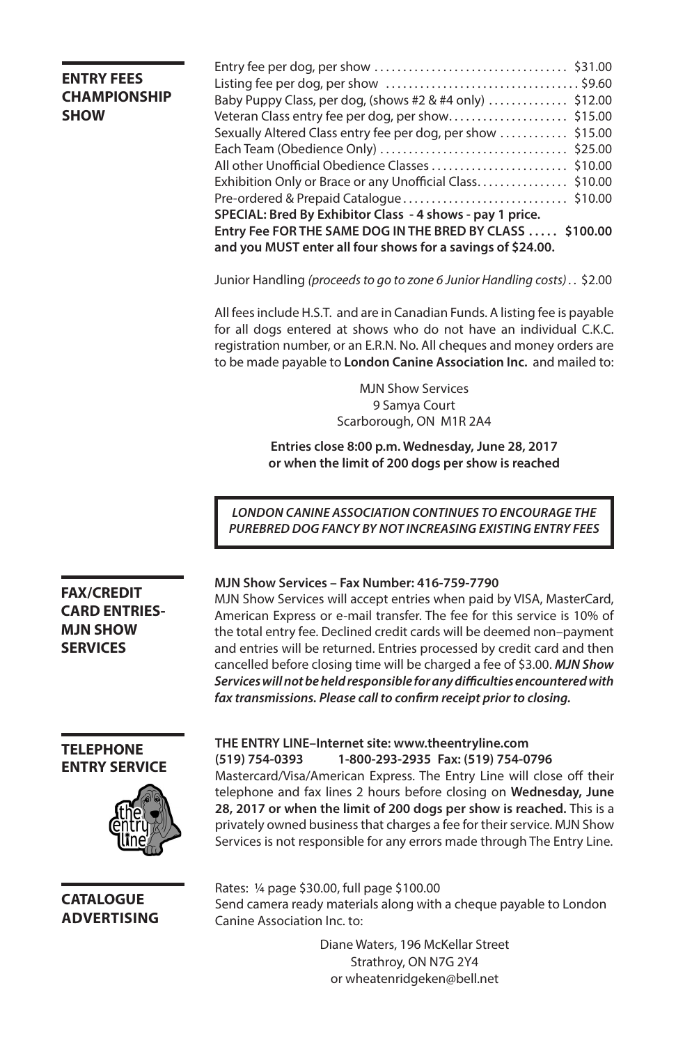## ENTRY FEES CHAMPIONSHIP SHOW

| | |
|---|---|
| Entry fee per dog, per show | $31.00 |
| Listing fee per dog, per show | $9.60 |
| Baby Puppy Class, per dog, (shows #2 & #4 only) | $12.00 |
| Veteran Class entry fee per dog, per show | $15.00 |
| Sexually Altered Class entry fee per dog, per show | $15.00 |
| Each Team (Obedience Only) | $25.00 |
| All other Unofficial Obedience Classes | $10.00 |
| Exhibition Only or Brace or any Unofficial Class | $10.00 |
| Pre-ordered & Prepaid Catalogue | $10.00 |

**SPECIAL: Bred By Exhibitor Class - 4 shows - pay 1 price.**
**Entry Fee FOR THE SAME DOG IN THE BRED BY CLASS ..... $100.00**
**and you MUST enter all four shows for a savings of $24.00.**

Junior Handling *(proceeds to go to zone 6 Junior Handling costs)* .. $2.00

All fees include H.S.T. and are in Canadian Funds. A listing fee is payable for all dogs entered at shows who do not have an individual C.K.C. registration number, or an E.R.N. No. All cheques and money orders are to be made payable to **London Canine Association Inc.** and mailed to:

MJN Show Services
9 Samya Court
Scarborough, ON M1R 2A4

**Entries close 8:00 p.m. Wednesday, June 28, 2017**
**or when the limit of 200 dogs per show is reached**

***LONDON CANINE ASSOCIATION CONTINUES TO ENCOURAGE THE PUREBRED DOG FANCY BY NOT INCREASING EXISTING ENTRY FEES***

## FAX/CREDIT CARD ENTRIES-MJN SHOW SERVICES

**MJN Show Services – Fax Number: 416-759-7790**
MJN Show Services will accept entries when paid by VISA, MasterCard, American Express or e-mail transfer. The fee for this service is 10% of the total entry fee. Declined credit cards will be deemed non–payment and entries will be returned. Entries processed by credit card and then cancelled before closing time will be charged a fee of $3.00. ***MJN Show Services will not be held responsible for any difficulties encountered with fax transmissions. Please call to confirm receipt prior to closing.***

## TELEPHONE ENTRY SERVICE

**THE ENTRY LINE–Internet site: www.theentryline.com**
**(519) 754-0393 1-800-293-2935 Fax: (519) 754-0796**
Mastercard/Visa/American Express. The Entry Line will close off their telephone and fax lines 2 hours before closing on **Wednesday, June 28, 2017 or when the limit of 200 dogs per show is reached.** This is a privately owned business that charges a fee for their service. MJN Show Services is not responsible for any errors made through The Entry Line.

## CATALOGUE ADVERTISING

Rates: ¼ page $30.00, full page $100.00
Send camera ready materials along with a cheque payable to London Canine Association Inc. to:

Diane Waters, 196 McKellar Street
Strathroy, ON N7G 2Y4
or wheatenridgeken@bell.net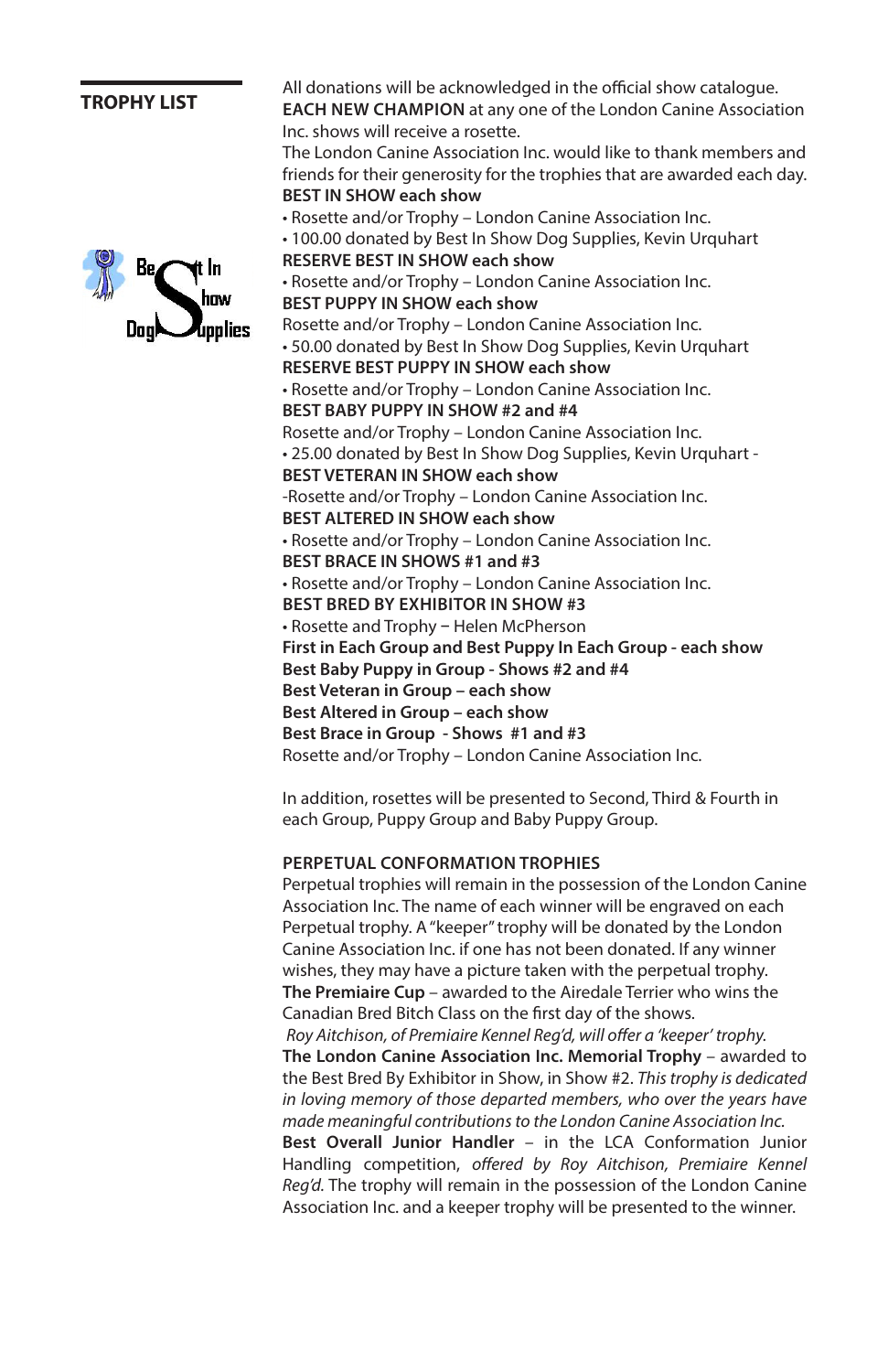## TROPHY LIST

All donations will be acknowledged in the official show catalogue.

**EACH NEW CHAMPION** at any one of the London Canine Association Inc. shows will receive a rosette.

The London Canine Association Inc. would like to thank members and friends for their generosity for the trophies that are awarded each day.

**BEST IN SHOW each show**

- Rosette and/or Trophy – London Canine Association Inc.
- 100.00 donated by Best In Show Dog Supplies, Kevin Urquhart

**RESERVE BEST IN SHOW each show**

- Rosette and/or Trophy – London Canine Association Inc.

**BEST PUPPY IN SHOW each show**

Rosette and/or Trophy – London Canine Association Inc.

- 50.00 donated by Best In Show Dog Supplies, Kevin Urquhart

**RESERVE BEST PUPPY IN SHOW each show**

- Rosette and/or Trophy – London Canine Association Inc.

**BEST BABY PUPPY IN SHOW #2 and #4**

Rosette and/or Trophy – London Canine Association Inc.

- 25.00 donated by Best In Show Dog Supplies, Kevin Urquhart -

**BEST VETERAN IN SHOW each show**

-Rosette and/or Trophy – London Canine Association Inc.

**BEST ALTERED IN SHOW each show**

- Rosette and/or Trophy – London Canine Association Inc.

**BEST BRACE IN SHOWS #1 and #3**

- Rosette and/or Trophy – London Canine Association Inc.

**BEST BRED BY EXHIBITOR IN SHOW #3**

- Rosette and Trophy – Helen McPherson

**First in Each Group and Best Puppy In Each Group - each show**
**Best Baby Puppy in Group - Shows #2 and #4**
**Best Veteran in Group – each show**
**Best Altered in Group – each show**
**Best Brace in Group - Shows #1 and #3**
Rosette and/or Trophy – London Canine Association Inc.

In addition, rosettes will be presented to Second, Third & Fourth in each Group, Puppy Group and Baby Puppy Group.

**PERPETUAL CONFORMATION TROPHIES**

Perpetual trophies will remain in the possession of the London Canine Association Inc. The name of each winner will be engraved on each Perpetual trophy. A "keeper" trophy will be donated by the London Canine Association Inc. if one has not been donated. If any winner wishes, they may have a picture taken with the perpetual trophy.

**The Premiaire Cup** – awarded to the Airedale Terrier who wins the Canadian Bred Bitch Class on the first day of the shows.
*Roy Aitchison, of Premiaire Kennel Reg'd, will offer a 'keeper' trophy.*

**The London Canine Association Inc. Memorial Trophy** – awarded to the Best Bred By Exhibitor in Show, in Show #2. *This trophy is dedicated in loving memory of those departed members, who over the years have made meaningful contributions to the London Canine Association Inc.*

**Best Overall Junior Handler** – in the LCA Conformation Junior Handling competition, *offered by Roy Aitchison, Premiaire Kennel Reg'd.* The trophy will remain in the possession of the London Canine Association Inc. and a keeper trophy will be presented to the winner.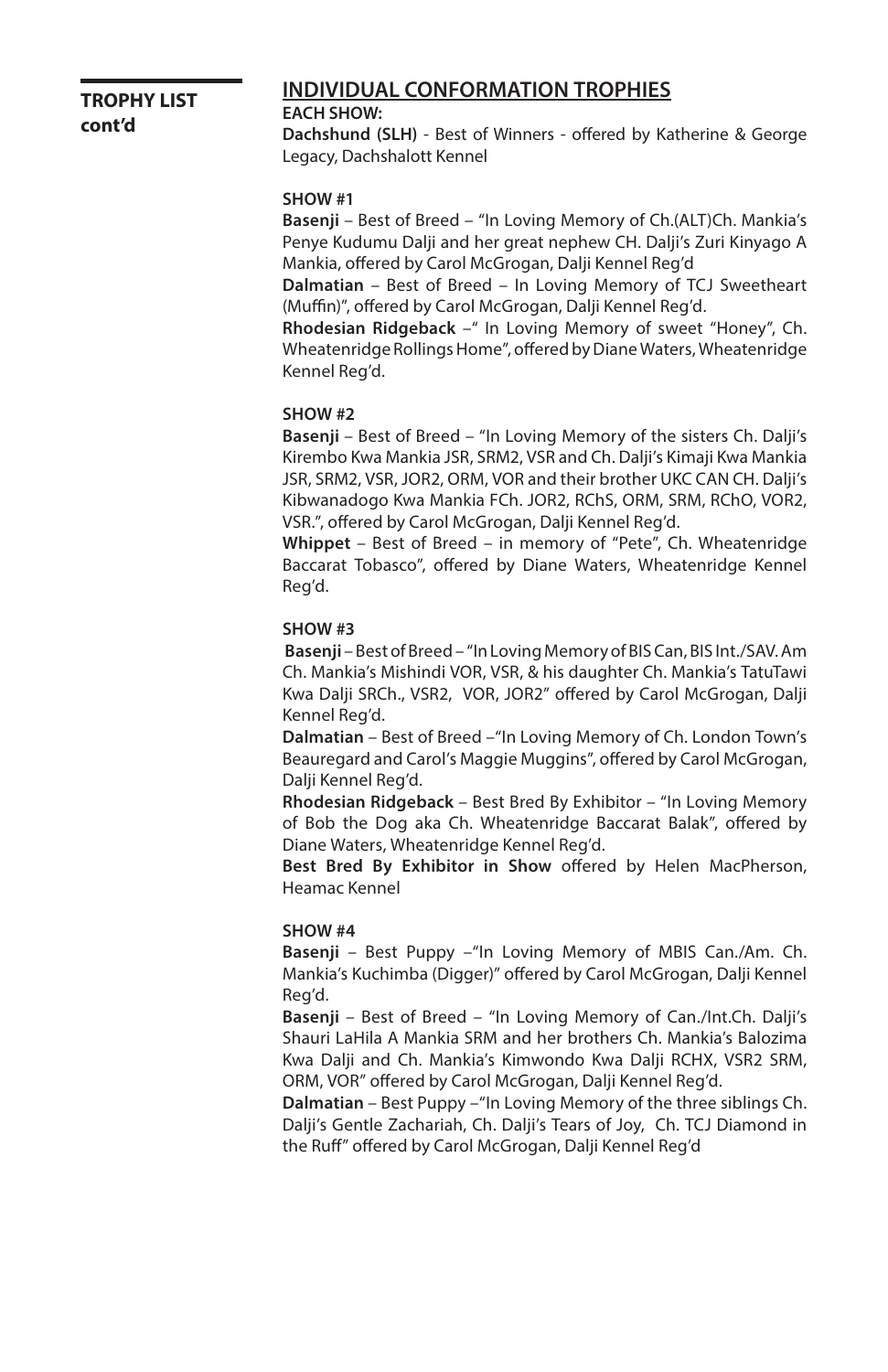**TROPHY LIST cont'd**

## INDIVIDUAL CONFORMATION TROPHIES

**EACH SHOW:**

**Dachshund (SLH)** - Best of Winners - offered by Katherine & George Legacy, Dachshalott Kennel

**SHOW #1**

**Basenji** – Best of Breed – "In Loving Memory of Ch.(ALT)Ch. Mankia's Penye Kudumu Dalji and her great nephew CH. Dalji's Zuri Kinyago A Mankia, offered by Carol McGrogan, Dalji Kennel Reg'd

**Dalmatian** – Best of Breed – In Loving Memory of TCJ Sweetheart (Muffin)", offered by Carol McGrogan, Dalji Kennel Reg'd.

**Rhodesian Ridgeback** –" In Loving Memory of sweet "Honey", Ch. Wheatenridge Rollings Home", offered by Diane Waters, Wheatenridge Kennel Reg'd.

**SHOW #2**

**Basenji** – Best of Breed – "In Loving Memory of the sisters Ch. Dalji's Kirembo Kwa Mankia JSR, SRM2, VSR and Ch. Dalji's Kimaji Kwa Mankia JSR, SRM2, VSR, JOR2, ORM, VOR and their brother UKC CAN CH. Dalji's Kibwanadogo Kwa Mankia FCh. JOR2, RChS, ORM, SRM, RChO, VOR2, VSR.", offered by Carol McGrogan, Dalji Kennel Reg'd.

**Whippet** – Best of Breed – in memory of "Pete", Ch. Wheatenridge Baccarat Tobasco", offered by Diane Waters, Wheatenridge Kennel Reg'd.

**SHOW #3**

**Basenji** – Best of Breed – "In Loving Memory of BIS Can, BIS Int./SAV. Am Ch. Mankia's Mishindi VOR, VSR, & his daughter Ch. Mankia's TatuTawi Kwa Dalji SRCh., VSR2, VOR, JOR2" offered by Carol McGrogan, Dalji Kennel Reg'd.

**Dalmatian** – Best of Breed –"In Loving Memory of Ch. London Town's Beauregard and Carol's Maggie Muggins", offered by Carol McGrogan, Dalji Kennel Reg'd.

**Rhodesian Ridgeback** – Best Bred By Exhibitor – "In Loving Memory of Bob the Dog aka Ch. Wheatenridge Baccarat Balak", offered by Diane Waters, Wheatenridge Kennel Reg'd.

**Best Bred By Exhibitor in Show** offered by Helen MacPherson, Heamac Kennel

**SHOW #4**

**Basenji** – Best Puppy –"In Loving Memory of MBIS Can./Am. Ch. Mankia's Kuchimba (Digger)" offered by Carol McGrogan, Dalji Kennel Reg'd.

**Basenji** – Best of Breed – "In Loving Memory of Can./Int.Ch. Dalji's Shauri LaHila A Mankia SRM and her brothers Ch. Mankia's Balozima Kwa Dalji and Ch. Mankia's Kimwondo Kwa Dalji RCHX, VSR2 SRM, ORM, VOR" offered by Carol McGrogan, Dalji Kennel Reg'd.

**Dalmatian** – Best Puppy –"In Loving Memory of the three siblings Ch. Dalji's Gentle Zachariah, Ch. Dalji's Tears of Joy, Ch. TCJ Diamond in the Ruff" offered by Carol McGrogan, Dalji Kennel Reg'd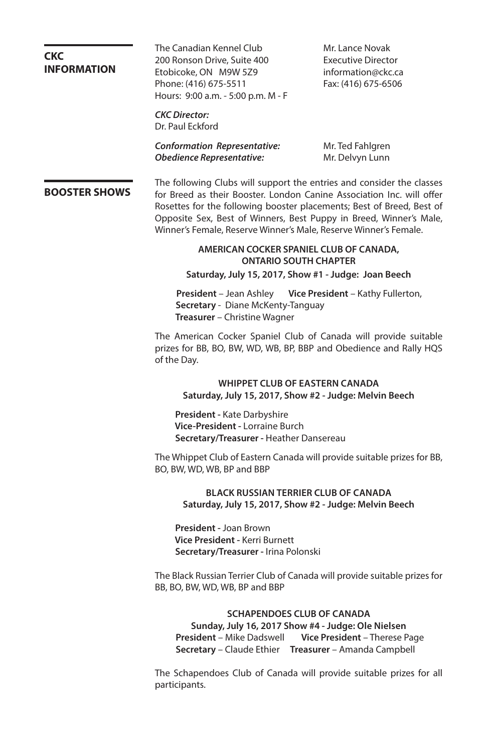## CKC INFORMATION

The Canadian Kennel Club
200 Ronson Drive, Suite 400
Etobicoke, ON M9W 5Z9
Phone: (416) 675-5511
Hours: 9:00 a.m. - 5:00 p.m. M - F

Mr. Lance Novak
Executive Director
information@ckc.ca
Fax: (416) 675-6506

***CKC Director:***
Dr. Paul Eckford

***Conformation Representative:*** Mr. Ted Fahlgren
***Obedience Representative:*** Mr. Delvyn Lunn

## BOOSTER SHOWS

The following Clubs will support the entries and consider the classes for Breed as their Booster. London Canine Association Inc. will offer Rosettes for the following booster placements; Best of Breed, Best of Opposite Sex, Best of Winners, Best Puppy in Breed, Winner's Male, Winner's Female, Reserve Winner's Male, Reserve Winner's Female.

### AMERICAN COCKER SPANIEL CLUB OF CANADA, ONTARIO SOUTH CHAPTER

**Saturday, July 15, 2017, Show #1 - Judge: Joan Beech**

**President** – Jean Ashley **Vice President** – Kathy Fullerton,
**Secretary** - Diane McKenty-Tanguay
**Treasurer** – Christine Wagner

The American Cocker Spaniel Club of Canada will provide suitable prizes for BB, BO, BW, WD, WB, BP, BBP and Obedience and Rally HQS of the Day.

### WHIPPET CLUB OF EASTERN CANADA

**Saturday, July 15, 2017, Show #2 - Judge: Melvin Beech**

**President -** Kate Darbyshire
**Vice-President -** Lorraine Burch
**Secretary/Treasurer -** Heather Dansereau

The Whippet Club of Eastern Canada will provide suitable prizes for BB, BO, BW, WD, WB, BP and BBP

### BLACK RUSSIAN TERRIER CLUB OF CANADA

**Saturday, July 15, 2017, Show #2 - Judge: Melvin Beech**

**President -** Joan Brown
**Vice President -** Kerri Burnett
**Secretary/Treasurer -** Irina Polonski

The Black Russian Terrier Club of Canada will provide suitable prizes for BB, BO, BW, WD, WB, BP and BBP

### SCHAPENDOES CLUB OF CANADA

**Sunday, July 16, 2017 Show #4 - Judge: Ole Nielsen**

**President** – Mike Dadswell **Vice President** – Therese Page
**Secretary** – Claude Ethier **Treasurer** – Amanda Campbell

The Schapendoes Club of Canada will provide suitable prizes for all participants.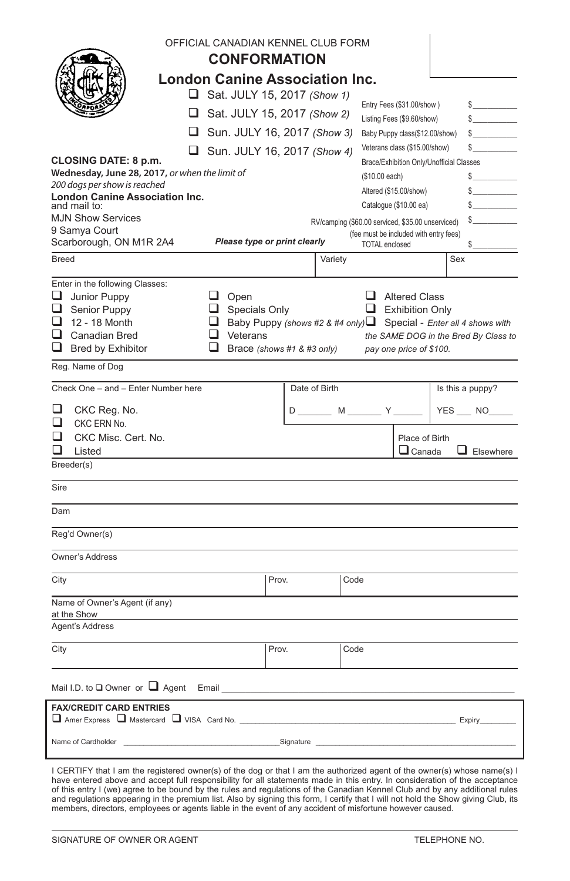OFFICIAL CANADIAN KENNEL CLUB FORM

# CONFORMATION

## London Canine Association Inc.

- ☐ Sat. JULY 15, 2017 *(Show 1)*
- ☐ Sat. JULY 15, 2017 *(Show 2)*
- ☐ Sun. JULY 16, 2017 *(Show 3)*
- ☐ Sun. JULY 16, 2017 *(Show 4)*

| Fee | Amount |
|---|---|
| Entry Fees ($31.00/show ) | $__________ |
| Listing Fees ($9.60/show) | $__________ |
| Baby Puppy class($12.00/show) | $__________ |
| Veterans class ($15.00/show) | $__________ |
| Brace/Exhibition Only/Unofficial Classes ($10.00 each) | $__________ |
| Altered ($15.00/show) | $__________ |
| Catalogue ($10.00 ea) | $__________ |
| RV/camping ($60.00 serviced, $35.00 unserviced) (fee must be included with entry fees) | $__________ |
| TOTAL enclosed | $__________ |

**CLOSING DATE: 8 p.m.**
**Wednesday, June 28, 2017,** *or when the limit of 200 dogs per show is reached*

**London Canine Association Inc.**
and mail to:
MJN Show Services
9 Samya Court
Scarborough, ON M1R 2A4

***Please type or print clearly***

Breed ____________ Variety ____________ Sex ____________

Enter in the following Classes:

- ☐ Junior Puppy
- ☐ Senior Puppy
- ☐ 12 - 18 Month
- ☐ Canadian Bred
- ☐ Bred by Exhibitor
- ☐ Open
- ☐ Specials Only
- ☐ Baby Puppy *(shows #2 & #4 only)*
- ☐ Veterans
- ☐ Brace *(shows #1 & #3 only)*
- ☐ Altered Class
- ☐ Exhibition Only
- ☐ Special - *Enter all 4 shows with the SAME DOG in the Bred By Class to pay one price of $100.*

Reg. Name of Dog ____________

Check One – and – Enter Number here

- ☐ CKC Reg. No.
- ☐ CKC ERN No.
- ☐ CKC Misc. Cert. No.
- ☐ Listed

Date of Birth D _______ M _______ Y ______

Is this a puppy? YES ___ NO_____

Place of Birth ☐ Canada ☐ Elsewhere

Breeder(s) ____________

Sire ____________

Dam ____________

Reg'd Owner(s) ____________

Owner's Address ____________

City ____________ Prov. ____________ Code ____________

Name of Owner's Agent (if any) at the Show ____________

Agent's Address ____________

City ____________ Prov. ____________ Code ____________

Mail I.D. to ☐ Owner or ☐ Agent Email ____________

**FAX/CREDIT CARD ENTRIES**

☐ Amer Express ☐ Mastercard ☐ VISA Card No. ____________ Expiry________

Name of Cardholder ____________ Signature ____________

I CERTIFY that I am the registered owner(s) of the dog or that I am the authorized agent of the owner(s) whose name(s) I have entered above and accept full responsibility for all statements made in this entry. In consideration of the acceptance of this entry I (we) agree to be bound by the rules and regulations of the Canadian Kennel Club and by any additional rules and regulations appearing in the premium list. Also by signing this form, I certify that I will not hold the Show giving Club, its members, directors, employees or agents liable in the event of any accident of misfortune however caused.

SIGNATURE OF OWNER OR AGENT ____________ TELEPHONE NO. ____________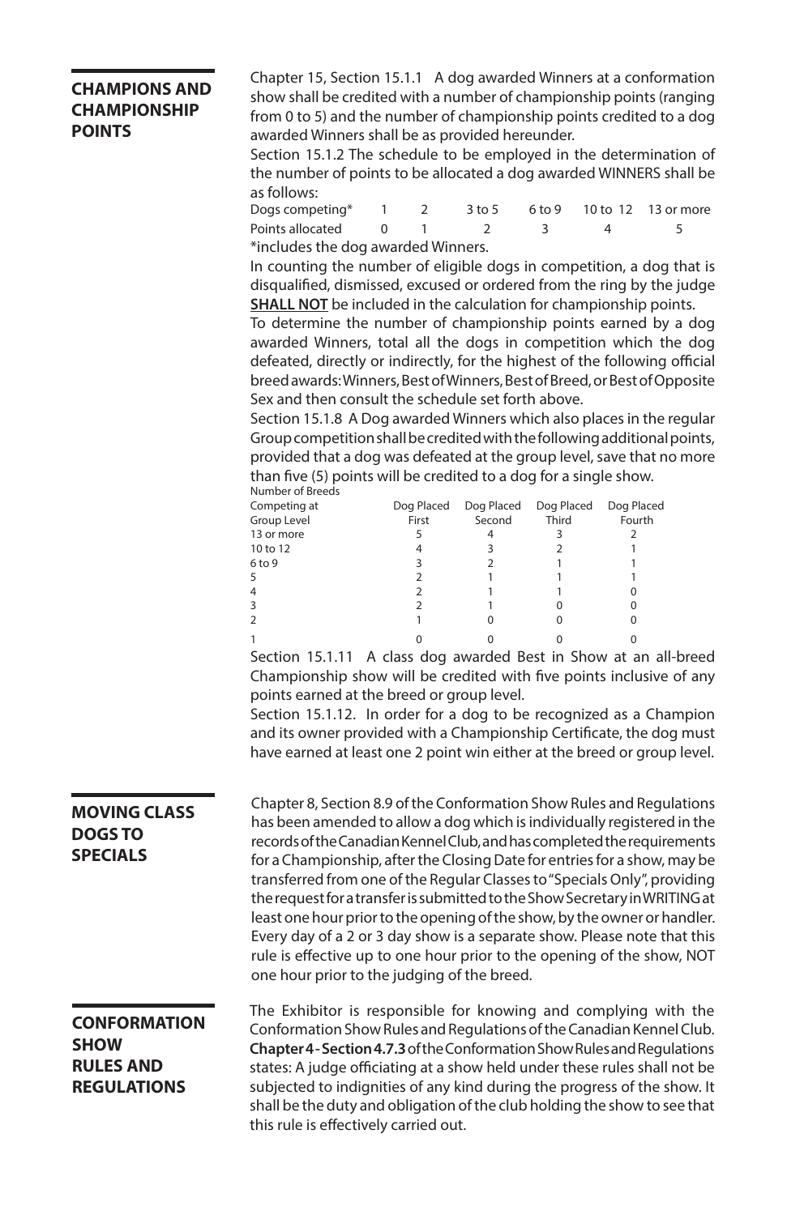## CHAMPIONS AND CHAMPIONSHIP POINTS

Chapter 15, Section 15.1.1 A dog awarded Winners at a conformation show shall be credited with a number of championship points (ranging from 0 to 5) and the number of championship points credited to a dog awarded Winners shall be as provided hereunder.

Section 15.1.2 The schedule to be employed in the determination of the number of points to be allocated a dog awarded WINNERS shall be as follows:

| Dogs competing* | 1 | 2 | 3 to 5 | 6 to 9 | 10 to 12 | 13 or more |
|---|---|---|---|---|---|---|
| Points allocated | 0 | 1 | 2 | 3 | 4 | 5 |

*includes the dog awarded Winners.

In counting the number of eligible dogs in competition, a dog that is disqualified, dismissed, excused or ordered from the ring by the judge **SHALL NOT** be included in the calculation for championship points.

To determine the number of championship points earned by a dog awarded Winners, total all the dogs in competition which the dog defeated, directly or indirectly, for the highest of the following official breed awards: Winners, Best of Winners, Best of Breed, or Best of Opposite Sex and then consult the schedule set forth above.

Section 15.1.8 A Dog awarded Winners which also places in the regular Group competition shall be credited with the following additional points, provided that a dog was defeated at the group level, save that no more than five (5) points will be credited to a dog for a single show.

| Number of Breeds Competing at Group Level | Dog Placed First | Dog Placed Second | Dog Placed Third | Dog Placed Fourth |
|---|---|---|---|---|
| 13 or more | 5 | 4 | 3 | 2 |
| 10 to 12 | 4 | 3 | 2 | 1 |
| 6 to 9 | 3 | 2 | 1 | 1 |
| 5 | 2 | 1 | 1 | 1 |
| 4 | 2 | 1 | 1 | 0 |
| 3 | 2 | 1 | 0 | 0 |
| 2 | 1 | 0 | 0 | 0 |
| 1 | 0 | 0 | 0 | 0 |

Section 15.1.11 A class dog awarded Best in Show at an all-breed Championship show will be credited with five points inclusive of any points earned at the breed or group level.

Section 15.1.12. In order for a dog to be recognized as a Champion and its owner provided with a Championship Certificate, the dog must have earned at least one 2 point win either at the breed or group level.

## MOVING CLASS DOGS TO SPECIALS

Chapter 8, Section 8.9 of the Conformation Show Rules and Regulations has been amended to allow a dog which is individually registered in the records of the Canadian Kennel Club, and has completed the requirements for a Championship, after the Closing Date for entries for a show, may be transferred from one of the Regular Classes to "Specials Only", providing the request for a transfer is submitted to the Show Secretary in WRITING at least one hour prior to the opening of the show, by the owner or handler. Every day of a 2 or 3 day show is a separate show. Please note that this rule is effective up to one hour prior to the opening of the show, NOT one hour prior to the judging of the breed.

## CONFORMATION SHOW RULES AND REGULATIONS

The Exhibitor is responsible for knowing and complying with the Conformation Show Rules and Regulations of the Canadian Kennel Club. **Chapter 4 - Section 4.7.3** of the Conformation Show Rules and Regulations states: A judge officiating at a show held under these rules shall not be subjected to indignities of any kind during the progress of the show. It shall be the duty and obligation of the club holding the show to see that this rule is effectively carried out.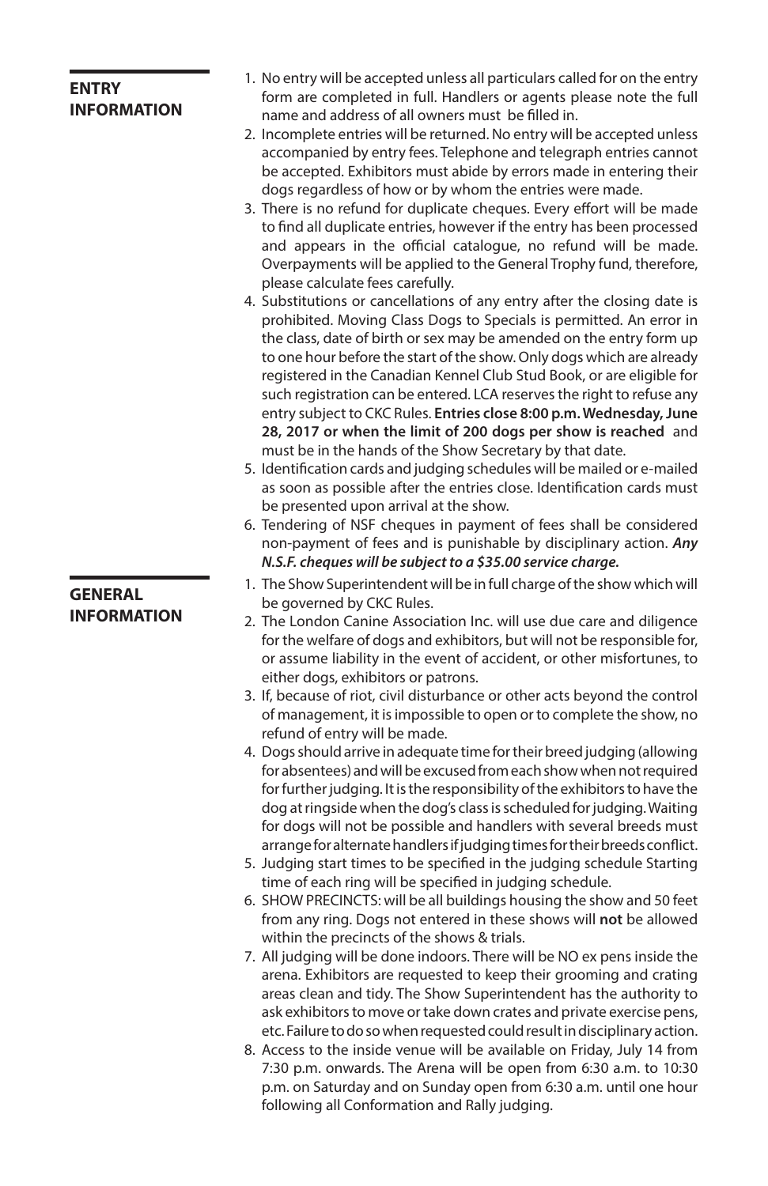## ENTRY INFORMATION

1. No entry will be accepted unless all particulars called for on the entry form are completed in full. Handlers or agents please note the full name and address of all owners must be filled in.
2. Incomplete entries will be returned. No entry will be accepted unless accompanied by entry fees. Telephone and telegraph entries cannot be accepted. Exhibitors must abide by errors made in entering their dogs regardless of how or by whom the entries were made.
3. There is no refund for duplicate cheques. Every effort will be made to find all duplicate entries, however if the entry has been processed and appears in the official catalogue, no refund will be made. Overpayments will be applied to the General Trophy fund, therefore, please calculate fees carefully.
4. Substitutions or cancellations of any entry after the closing date is prohibited. Moving Class Dogs to Specials is permitted. An error in the class, date of birth or sex may be amended on the entry form up to one hour before the start of the show. Only dogs which are already registered in the Canadian Kennel Club Stud Book, or are eligible for such registration can be entered. LCA reserves the right to refuse any entry subject to CKC Rules. **Entries close 8:00 p.m. Wednesday, June 28, 2017 or when the limit of 200 dogs per show is reached** and must be in the hands of the Show Secretary by that date.
5. Identification cards and judging schedules will be mailed or e-mailed as soon as possible after the entries close. Identification cards must be presented upon arrival at the show.
6. Tendering of NSF cheques in payment of fees shall be considered non-payment of fees and is punishable by disciplinary action. ***Any N.S.F. cheques will be subject to a $35.00 service charge.***

## GENERAL INFORMATION

1. The Show Superintendent will be in full charge of the show which will be governed by CKC Rules.
2. The London Canine Association Inc. will use due care and diligence for the welfare of dogs and exhibitors, but will not be responsible for, or assume liability in the event of accident, or other misfortunes, to either dogs, exhibitors or patrons.
3. If, because of riot, civil disturbance or other acts beyond the control of management, it is impossible to open or to complete the show, no refund of entry will be made.
4. Dogs should arrive in adequate time for their breed judging (allowing for absentees) and will be excused from each show when not required for further judging. It is the responsibility of the exhibitors to have the dog at ringside when the dog's class is scheduled for judging. Waiting for dogs will not be possible and handlers with several breeds must arrange for alternate handlers if judging times for their breeds conflict.
5. Judging start times to be specified in the judging schedule Starting time of each ring will be specified in judging schedule.
6. SHOW PRECINCTS: will be all buildings housing the show and 50 feet from any ring. Dogs not entered in these shows will **not** be allowed within the precincts of the shows & trials.
7. All judging will be done indoors. There will be NO ex pens inside the arena. Exhibitors are requested to keep their grooming and crating areas clean and tidy. The Show Superintendent has the authority to ask exhibitors to move or take down crates and private exercise pens, etc. Failure to do so when requested could result in disciplinary action.
8. Access to the inside venue will be available on Friday, July 14 from 7:30 p.m. onwards. The Arena will be open from 6:30 a.m. to 10:30 p.m. on Saturday and on Sunday open from 6:30 a.m. until one hour following all Conformation and Rally judging.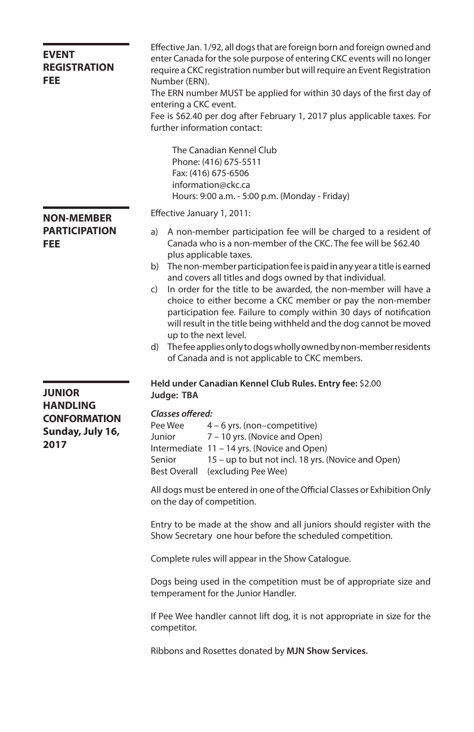## EVENT REGISTRATION FEE

Effective Jan. 1/92, all dogs that are foreign born and foreign owned and enter Canada for the sole purpose of entering CKC events will no longer require a CKC registration number but will require an Event Registration Number (ERN).
The ERN number MUST be applied for within 30 days of the first day of entering a CKC event.
Fee is $62.40 per dog after February 1, 2017 plus applicable taxes. For further information contact:

The Canadian Kennel Club
Phone: (416) 675-5511
Fax: (416) 675-6506
information@ckc.ca
Hours: 9:00 a.m. - 5:00 p.m. (Monday - Friday)

## NON-MEMBER PARTICIPATION FEE

Effective January 1, 2011:

a) A non-member participation fee will be charged to a resident of Canada who is a non-member of the CKC. The fee will be $62.40 plus applicable taxes.
b) The non-member participation fee is paid in any year a title is earned and covers all titles and dogs owned by that individual.
c) In order for the title to be awarded, the non-member will have a choice to either become a CKC member or pay the non-member participation fee. Failure to comply within 30 days of notification will result in the title being withheld and the dog cannot be moved up to the next level.
d) The fee applies only to dogs wholly owned by non-member residents of Canada and is not applicable to CKC members.

## JUNIOR HANDLING CONFORMATION Sunday, July 16, 2017

**Held under Canadian Kennel Club Rules. Entry fee:** $2.00
**Judge: TBA**

***Classes offered:***

| | |
|---|---|
| Pee Wee | 4 – 6 yrs. (non–competitive) |
| Junior | 7 – 10 yrs. (Novice and Open) |
| Intermediate | 11 – 14 yrs. (Novice and Open) |
| Senior | 15 – up to but not incl. 18 yrs. (Novice and Open) |
| Best Overall | (excluding Pee Wee) |

All dogs must be entered in one of the Official Classes or Exhibition Only on the day of competition.

Entry to be made at the show and all juniors should register with the Show Secretary one hour before the scheduled competition.

Complete rules will appear in the Show Catalogue.

Dogs being used in the competition must be of appropriate size and temperament for the Junior Handler.

If Pee Wee handler cannot lift dog, it is not appropriate in size for the competitor.

Ribbons and Rosettes donated by **MJN Show Services.**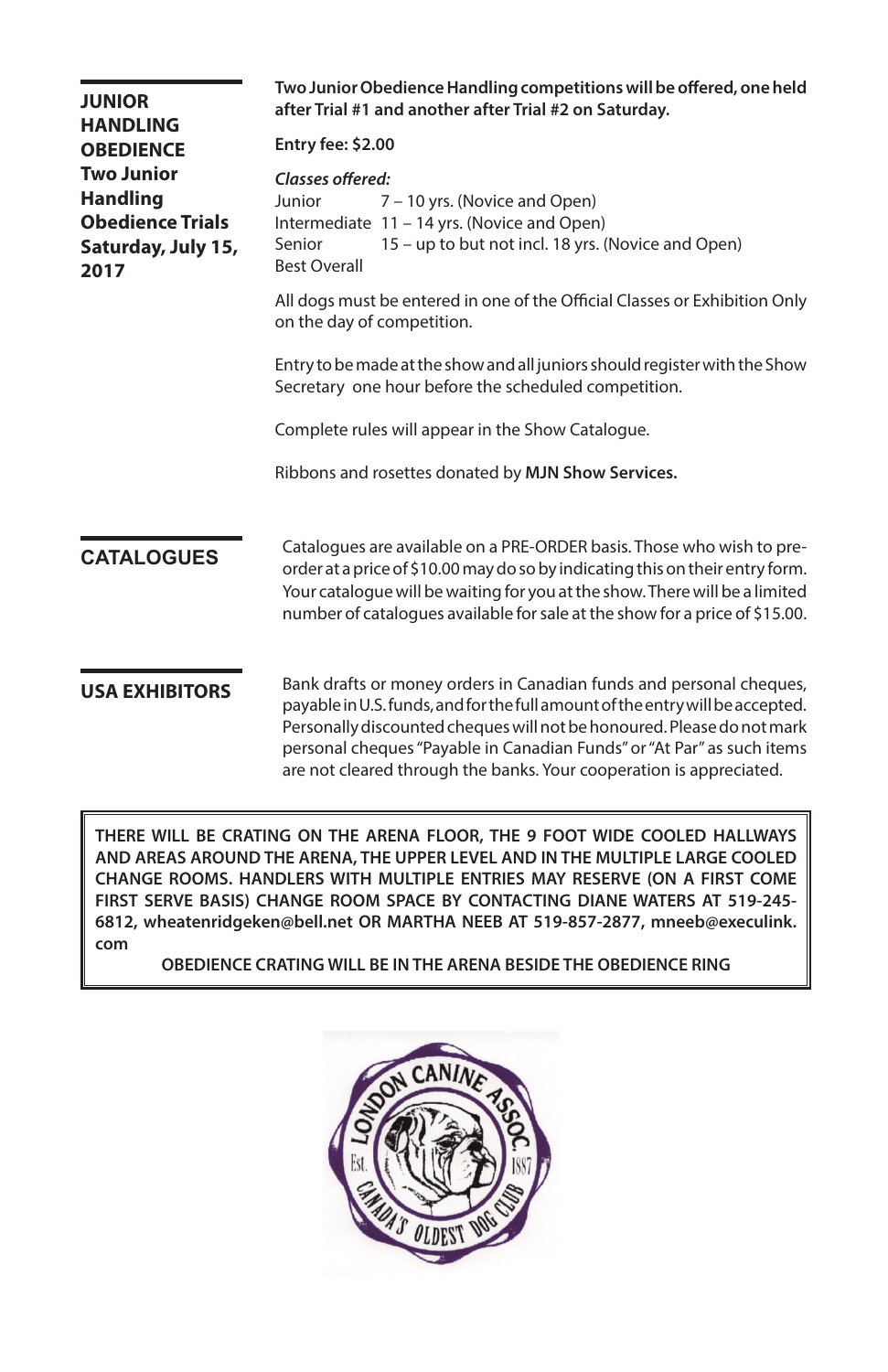## JUNIOR HANDLING OBEDIENCE

**Two Junior Handling Obedience Trials Saturday, July 15, 2017**

**Two Junior Obedience Handling competitions will be offered, one held after Trial #1 and another after Trial #2 on Saturday.**

**Entry fee: $2.00**

***Classes offered:***

| | |
|---|---|
| Junior | 7 – 10 yrs. (Novice and Open) |
| Intermediate | 11 – 14 yrs. (Novice and Open) |
| Senior | 15 – up to but not incl. 18 yrs. (Novice and Open) |
| Best Overall | |

All dogs must be entered in one of the Official Classes or Exhibition Only on the day of competition.

Entry to be made at the show and all juniors should register with the Show Secretary one hour before the scheduled competition.

Complete rules will appear in the Show Catalogue.

Ribbons and rosettes donated by **MJN Show Services.**

## CATALOGUES

Catalogues are available on a PRE-ORDER basis. Those who wish to pre-order at a price of $10.00 may do so by indicating this on their entry form. Your catalogue will be waiting for you at the show. There will be a limited number of catalogues available for sale at the show for a price of $15.00.

## USA EXHIBITORS

Bank drafts or money orders in Canadian funds and personal cheques, payable in U.S. funds, and for the full amount of the entry will be accepted. Personally discounted cheques will not be honoured. Please do not mark personal cheques "Payable in Canadian Funds" or "At Par" as such items are not cleared through the banks. Your cooperation is appreciated.

**THERE WILL BE CRATING ON THE ARENA FLOOR, THE 9 FOOT WIDE COOLED HALLWAYS AND AREAS AROUND THE ARENA, THE UPPER LEVEL AND IN THE MULTIPLE LARGE COOLED CHANGE ROOMS. HANDLERS WITH MULTIPLE ENTRIES MAY RESERVE (ON A FIRST COME FIRST SERVE BASIS) CHANGE ROOM SPACE BY CONTACTING DIANE WATERS AT 519-245-6812, wheatenridgeken@bell.net OR MARTHA NEEB AT 519-857-2877, mneeb@execulink.com**

**OBEDIENCE CRATING WILL BE IN THE ARENA BESIDE THE OBEDIENCE RING**

LONDON CANINE ASSOC. Est. 1887 CANADA'S OLDEST DOG CLUB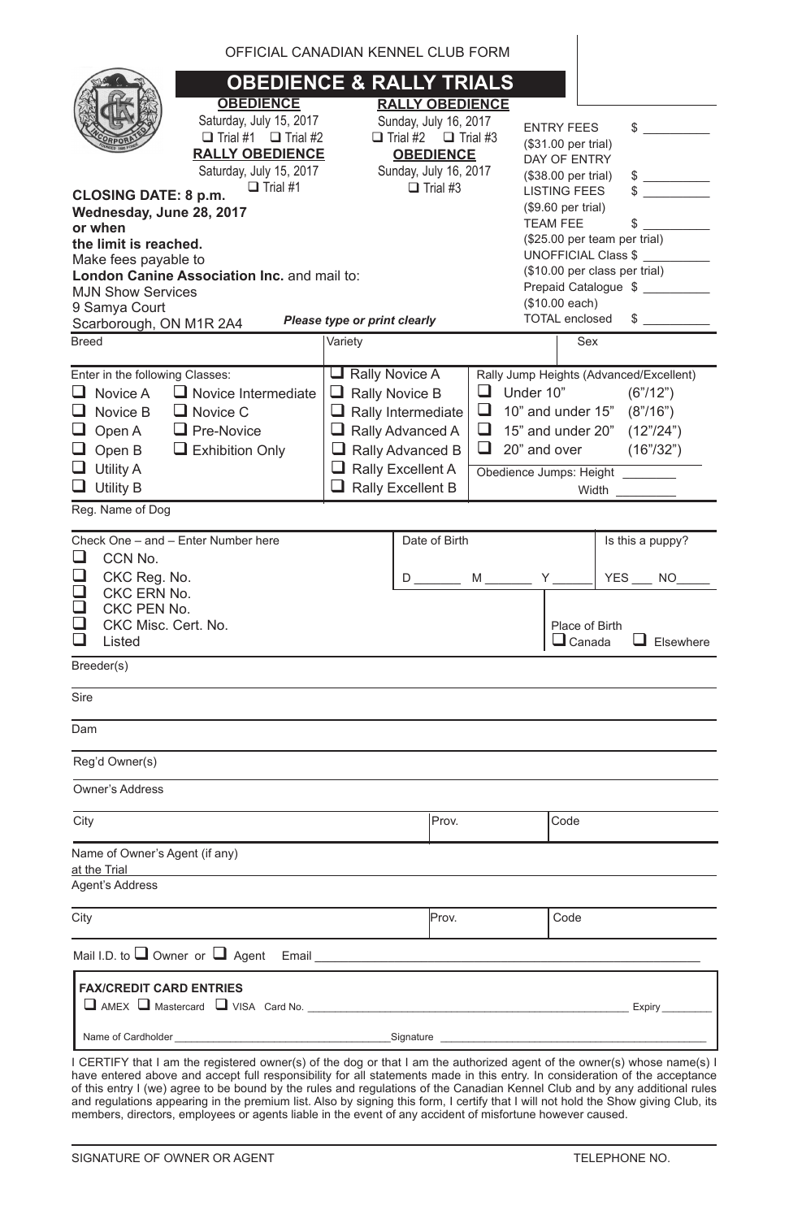OFFICIAL CANADIAN KENNEL CLUB FORM

# OBEDIENCE & RALLY TRIALS

**OBEDIENCE**
Saturday, July 15, 2017
☐ Trial #1 ☐ Trial #2

**RALLY OBEDIENCE**
Saturday, July 15, 2017
☐ Trial #1

**RALLY OBEDIENCE**
Sunday, July 16, 2017
☐ Trial #2 ☐ Trial #3

**OBEDIENCE**
Sunday, July 16, 2017
☐ Trial #3

**CLOSING DATE: 8 p.m. Wednesday, June 28, 2017 or when the limit is reached.**

Make fees payable to **London Canine Association Inc.** and mail to:
MJN Show Services
9 Samya Court
Scarborough, ON M1R 2A4

*Please type or print clearly*

| | |
|---|---|
| ENTRY FEES ($31.00 per trial) | $ __________ |
| DAY OF ENTRY ($38.00 per trial) | $ __________ |
| LISTING FEES ($9.60 per trial) | $ __________ |
| TEAM FEE ($25.00 per team per trial) | $ __________ |
| UNOFFICIAL Class ($10.00 per class per trial) | $ __________ |
| Prepaid Catalogue ($10.00 each) | $ __________ |
| TOTAL enclosed | $ __________ |

Breed ______ Variety ______ Sex ______

Enter in the following Classes:

- ☐ Novice A
- ☐ Novice B
- ☐ Open A
- ☐ Open B
- ☐ Utility A
- ☐ Utility B
- ☐ Novice Intermediate
- ☐ Novice C
- ☐ Pre-Novice
- ☐ Exhibition Only
- ☐ Rally Novice A
- ☐ Rally Novice B
- ☐ Rally Intermediate
- ☐ Rally Advanced A
- ☐ Rally Advanced B
- ☐ Rally Excellent A
- ☐ Rally Excellent B

Rally Jump Heights (Advanced/Excellent)

- ☐ Under 10" (6"/12")
- ☐ 10" and under 15" (8"/16")
- ☐ 15" and under 20" (12"/24")
- ☐ 20" and over (16"/32")

Obedience Jumps: Height ________ Width ________

Reg. Name of Dog ______

Check One – and – Enter Number here

- ☐ CCN No.
- ☐ CKC Reg. No.
- ☐ CKC ERN No.
- ☐ CKC PEN No.
- ☐ CKC Misc. Cert. No.
- ☐ Listed

Date of Birth D _______ M _______ Y _______

Is this a puppy? YES ___ NO_____

Place of Birth ☐ Canada ☐ Elsewhere

Breeder(s) ______

Sire ______

Dam ______

Reg'd Owner(s) ______

Owner's Address ______

City ______ Prov. ______ Code ______

Name of Owner's Agent (if any) at the Trial ______

Agent's Address ______

City ______ Prov. ______ Code ______

Mail I.D. to ☐ Owner or ☐ Agent Email ______

**FAX/CREDIT CARD ENTRIES**

☐ AMEX ☐ Mastercard ☐ VISA Card No. ______ Expiry ________

Name of Cardholder ______ Signature ______

I CERTIFY that I am the registered owner(s) of the dog or that I am the authorized agent of the owner(s) whose name(s) I have entered above and accept full responsibility for all statements made in this entry. In consideration of the acceptance of this entry I (we) agree to be bound by the rules and regulations of the Canadian Kennel Club and by any additional rules and regulations appearing in the premium list. Also by signing this form, I certify that I will not hold the Show giving Club, its members, directors, employees or agents liable in the event of any accident of misfortune however caused.

SIGNATURE OF OWNER OR AGENT ______ TELEPHONE NO. ______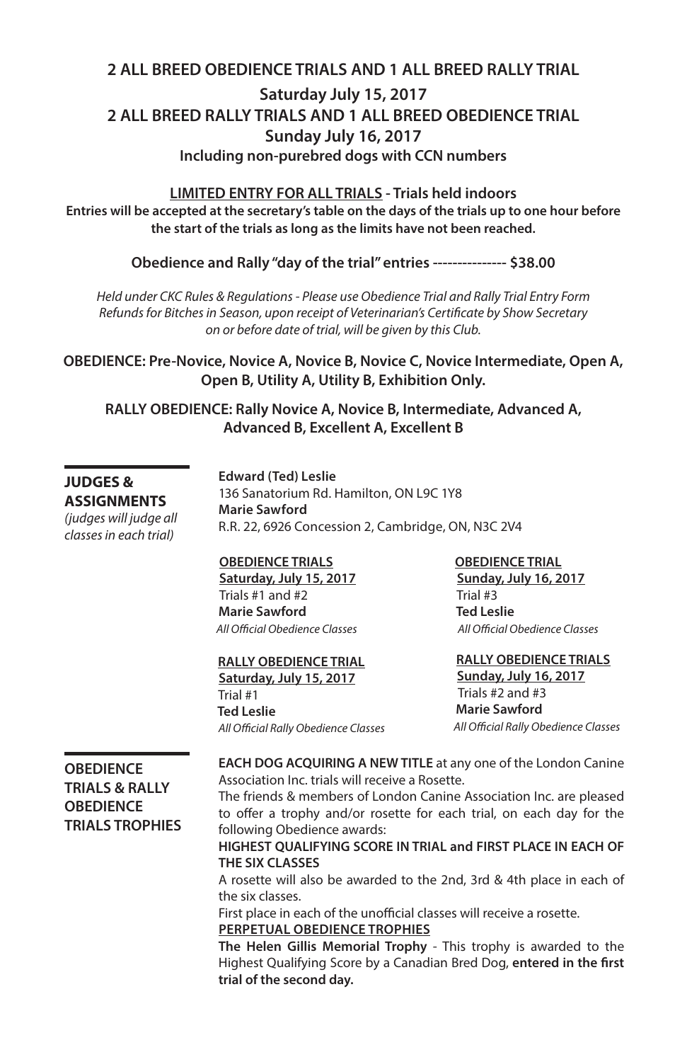## 2 ALL BREED OBEDIENCE TRIALS AND 1 ALL BREED RALLY TRIAL

### Saturday July 15, 2017

## 2 ALL BREED RALLY TRIALS AND 1 ALL BREED OBEDIENCE TRIAL

### Sunday July 16, 2017

**Including non-purebred dogs with CCN numbers**

**LIMITED ENTRY FOR ALL TRIALS - Trials held indoors**

**Entries will be accepted at the secretary's table on the days of the trials up to one hour before the start of the trials as long as the limits have not been reached.**

**Obedience and Rally "day of the trial" entries --------------- $38.00**

*Held under CKC Rules & Regulations - Please use Obedience Trial and Rally Trial Entry Form*
*Refunds for Bitches in Season, upon receipt of Veterinarian's Certificate by Show Secretary on or before date of trial, will be given by this Club.*

**OBEDIENCE: Pre-Novice, Novice A, Novice B, Novice C, Novice Intermediate, Open A, Open B, Utility A, Utility B, Exhibition Only.**

**RALLY OBEDIENCE: Rally Novice A, Novice B, Intermediate, Advanced A, Advanced B, Excellent A, Excellent B**

### JUDGES & ASSIGNMENTS

*(judges will judge all classes in each trial)*

**Edward (Ted) Leslie**
136 Sanatorium Rd. Hamilton, ON L9C 1Y8
**Marie Sawford**
R.R. 22, 6926 Concession 2, Cambridge, ON, N3C 2V4

**OBEDIENCE TRIALS**
**Saturday, July 15, 2017**
Trials #1 and #2
**Marie Sawford**
*All Official Obedience Classes*

**OBEDIENCE TRIAL**
**Sunday, July 16, 2017**
Trial #3
**Ted Leslie**
*All Official Obedience Classes*

**RALLY OBEDIENCE TRIAL**
**Saturday, July 15, 2017**
Trial #1
**Ted Leslie**
*All Official Rally Obedience Classes*

**RALLY OBEDIENCE TRIALS**
**Sunday, July 16, 2017**
Trials #2 and #3
**Marie Sawford**
*All Official Rally Obedience Classes*

### OBEDIENCE TRIALS & RALLY OBEDIENCE TRIALS TROPHIES

**EACH DOG ACQUIRING A NEW TITLE** at any one of the London Canine Association Inc. trials will receive a Rosette.

The friends & members of London Canine Association Inc. are pleased to offer a trophy and/or rosette for each trial, on each day for the following Obedience awards:

**HIGHEST QUALIFYING SCORE IN TRIAL and FIRST PLACE IN EACH OF THE SIX CLASSES**

A rosette will also be awarded to the 2nd, 3rd & 4th place in each of the six classes.

First place in each of the unofficial classes will receive a rosette.

**PERPETUAL OBEDIENCE TROPHIES**

**The Helen Gillis Memorial Trophy** - This trophy is awarded to the Highest Qualifying Score by a Canadian Bred Dog, **entered in the first trial of the second day.**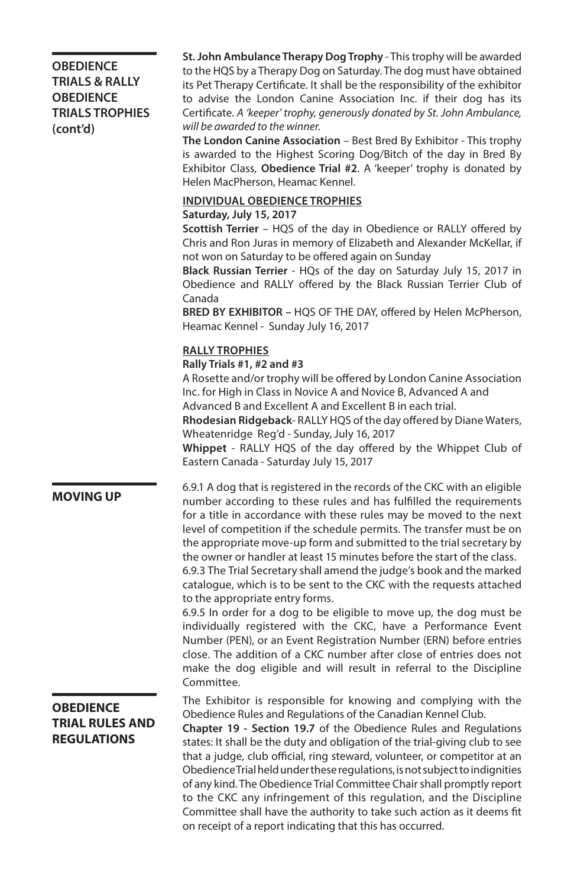## OBEDIENCE TRIALS & RALLY OBEDIENCE TRIALS TROPHIES (cont'd)

**St. John Ambulance Therapy Dog Trophy** - This trophy will be awarded to the HQS by a Therapy Dog on Saturday. The dog must have obtained its Pet Therapy Certificate. It shall be the responsibility of the exhibitor to advise the London Canine Association Inc. if their dog has its Certificate. *A 'keeper' trophy, generously donated by St. John Ambulance, will be awarded to the winner.*

**The London Canine Association** – Best Bred By Exhibitor - This trophy is awarded to the Highest Scoring Dog/Bitch of the day in Bred By Exhibitor Class, **Obedience Trial #2**. A 'keeper' trophy is donated by Helen MacPherson, Heamac Kennel.

**INDIVIDUAL OBEDIENCE TROPHIES**

**Saturday, July 15, 2017**

**Scottish Terrier** – HQS of the day in Obedience or RALLY offered by Chris and Ron Juras in memory of Elizabeth and Alexander McKellar, if not won on Saturday to be offered again on Sunday

**Black Russian Terrier** - HQs of the day on Saturday July 15, 2017 in Obedience and RALLY offered by the Black Russian Terrier Club of Canada

**BRED BY EXHIBITOR –** HQS OF THE DAY, offered by Helen McPherson, Heamac Kennel - Sunday July 16, 2017

**RALLY TROPHIES**

**Rally Trials #1, #2 and #3**

A Rosette and/or trophy will be offered by London Canine Association Inc. for High in Class in Novice A and Novice B, Advanced A and Advanced B and Excellent A and Excellent B in each trial.

**Rhodesian Ridgeback**- RALLY HQS of the day offered by Diane Waters, Wheatenridge Reg'd - Sunday, July 16, 2017

**Whippet** - RALLY HQS of the day offered by the Whippet Club of Eastern Canada - Saturday July 15, 2017

## MOVING UP

6.9.1 A dog that is registered in the records of the CKC with an eligible number according to these rules and has fulfilled the requirements for a title in accordance with these rules may be moved to the next level of competition if the schedule permits. The transfer must be on the appropriate move-up form and submitted to the trial secretary by the owner or handler at least 15 minutes before the start of the class.

6.9.3 The Trial Secretary shall amend the judge's book and the marked catalogue, which is to be sent to the CKC with the requests attached to the appropriate entry forms.

6.9.5 In order for a dog to be eligible to move up, the dog must be individually registered with the CKC, have a Performance Event Number (PEN), or an Event Registration Number (ERN) before entries close. The addition of a CKC number after close of entries does not make the dog eligible and will result in referral to the Discipline Committee.

## OBEDIENCE TRIAL RULES AND REGULATIONS

The Exhibitor is responsible for knowing and complying with the Obedience Rules and Regulations of the Canadian Kennel Club.

**Chapter 19 - Section 19.7** of the Obedience Rules and Regulations states: It shall be the duty and obligation of the trial-giving club to see that a judge, club official, ring steward, volunteer, or competitor at an Obedience Trial held under these regulations, is not subject to indignities of any kind. The Obedience Trial Committee Chair shall promptly report to the CKC any infringement of this regulation, and the Discipline Committee shall have the authority to take such action as it deems fit on receipt of a report indicating that this has occurred.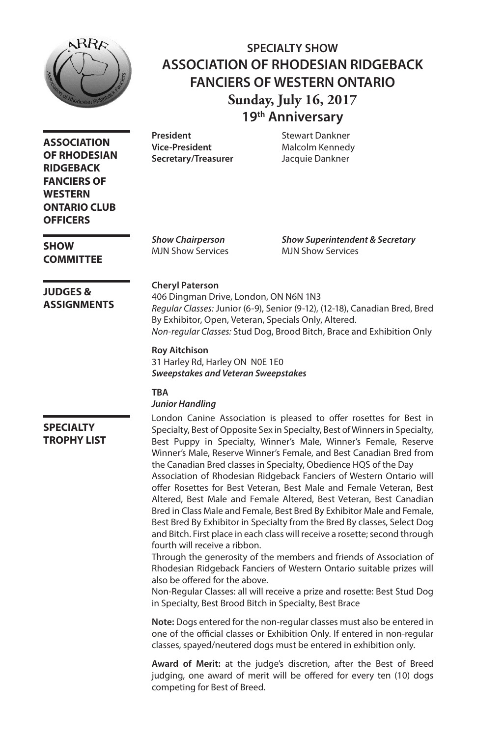# SPECIALTY SHOW
# ASSOCIATION OF RHODESIAN RIDGEBACK FANCIERS OF WESTERN ONTARIO
## Sunday, July 16, 2017
## 19th Anniversary

### ASSOCIATION OF RHODESIAN RIDGEBACK FANCIERS OF WESTERN ONTARIO CLUB OFFICERS

**President** Stewart Dankner
**Vice-President** Malcolm Kennedy
**Secretary/Treasurer** Jacquie Dankner

### SHOW COMMITTEE

***Show Chairperson***
MJN Show Services

***Show Superintendent & Secretary***
MJN Show Services

### JUDGES & ASSIGNMENTS

**Cheryl Paterson**
406 Dingman Drive, London, ON N6N 1N3
*Regular Classes:* Junior (6-9), Senior (9-12), (12-18), Canadian Bred, Bred By Exhibitor, Open, Veteran, Specials Only, Altered.
*Non-regular Classes:* Stud Dog, Brood Bitch, Brace and Exhibition Only

**Roy Aitchison**
31 Harley Rd, Harley ON N0E 1E0
***Sweepstakes and Veteran Sweepstakes***

**TBA**
***Junior Handling***

### SPECIALTY TROPHY LIST

London Canine Association is pleased to offer rosettes for Best in Specialty, Best of Opposite Sex in Specialty, Best of Winners in Specialty, Best Puppy in Specialty, Winner's Male, Winner's Female, Reserve Winner's Male, Reserve Winner's Female, and Best Canadian Bred from the Canadian Bred classes in Specialty, Obedience HQS of the Day

Association of Rhodesian Ridgeback Fanciers of Western Ontario will offer Rosettes for Best Veteran, Best Male and Female Veteran, Best Altered, Best Male and Female Altered, Best Veteran, Best Canadian Bred in Class Male and Female, Best Bred By Exhibitor Male and Female, Best Bred By Exhibitor in Specialty from the Bred By classes, Select Dog and Bitch. First place in each class will receive a rosette; second through fourth will receive a ribbon.

Through the generosity of the members and friends of Association of Rhodesian Ridgeback Fanciers of Western Ontario suitable prizes will also be offered for the above.

Non-Regular Classes: all will receive a prize and rosette: Best Stud Dog in Specialty, Best Brood Bitch in Specialty, Best Brace

**Note:** Dogs entered for the non-regular classes must also be entered in one of the official classes or Exhibition Only. If entered in non-regular classes, spayed/neutered dogs must be entered in exhibition only.

**Award of Merit:** at the judge's discretion, after the Best of Breed judging, one award of merit will be offered for every ten (10) dogs competing for Best of Breed.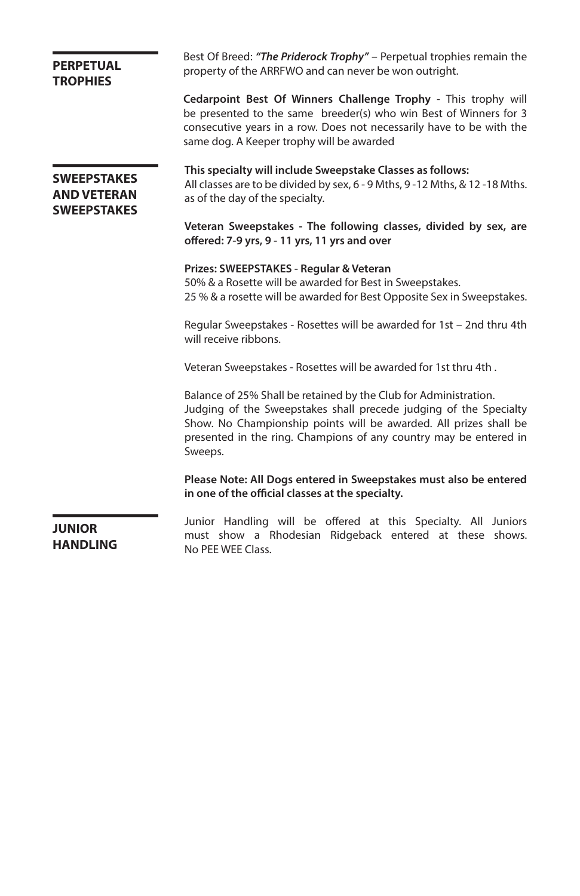## PERPETUAL TROPHIES

Best Of Breed: ***"The Priderock Trophy"*** – Perpetual trophies remain the property of the ARRFWO and can never be won outright.

**Cedarpoint Best Of Winners Challenge Trophy** - This trophy will be presented to the same breeder(s) who win Best of Winners for 3 consecutive years in a row. Does not necessarily have to be with the same dog. A Keeper trophy will be awarded

## SWEEPSTAKES AND VETERAN SWEEPSTAKES

**This specialty will include Sweepstake Classes as follows:**
All classes are to be divided by sex, 6 - 9 Mths, 9 -12 Mths, & 12 -18 Mths. as of the day of the specialty.

**Veteran Sweepstakes - The following classes, divided by sex, are offered: 7-9 yrs, 9 - 11 yrs, 11 yrs and over**

**Prizes: SWEEPSTAKES - Regular & Veteran**
50% & a Rosette will be awarded for Best in Sweepstakes.
25 % & a rosette will be awarded for Best Opposite Sex in Sweepstakes.

Regular Sweepstakes - Rosettes will be awarded for 1st – 2nd thru 4th will receive ribbons.

Veteran Sweepstakes - Rosettes will be awarded for 1st thru 4th .

Balance of 25% Shall be retained by the Club for Administration.
Judging of the Sweepstakes shall precede judging of the Specialty Show. No Championship points will be awarded. All prizes shall be presented in the ring. Champions of any country may be entered in Sweeps.

**Please Note: All Dogs entered in Sweepstakes must also be entered in one of the official classes at the specialty.**

## JUNIOR HANDLING

Junior Handling will be offered at this Specialty. All Juniors must show a Rhodesian Ridgeback entered at these shows. No PEE WEE Class.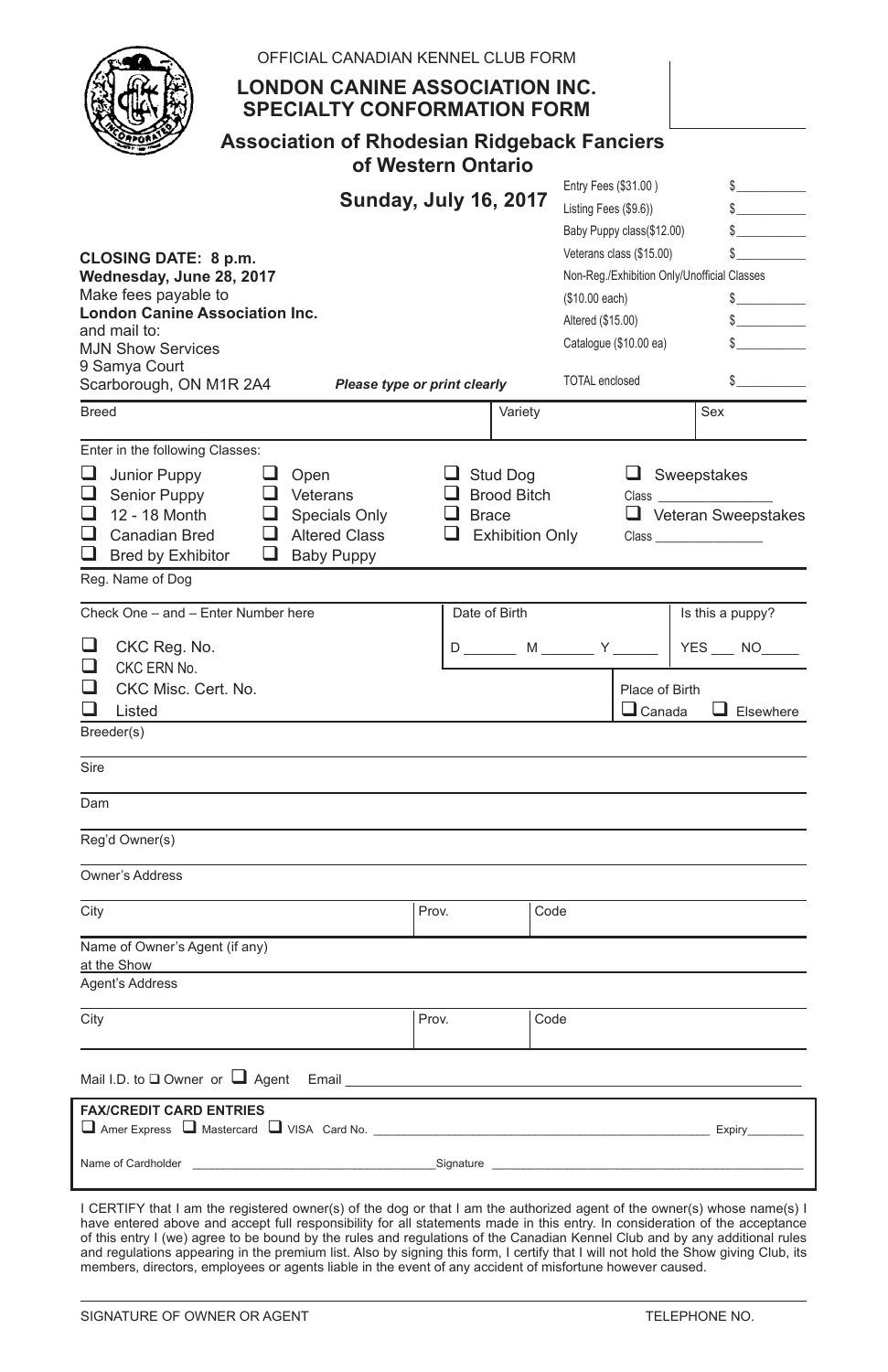OFFICIAL CANADIAN KENNEL CLUB FORM

# LONDON CANINE ASSOCIATION INC.
# SPECIALTY CONFORMATION FORM

## Association of Rhodesian Ridgeback Fanciers of Western Ontario

## Sunday, July 16, 2017

| | |
|---|---|
| Entry Fees ($31.00 ) | $__________ |
| Listing Fees ($9.6)) | $__________ |
| Baby Puppy class($12.00) | $__________ |
| Veterans class ($15.00) | $__________ |
| Non-Reg./Exhibition Only/Unofficial Classes ($10.00 each) | $__________ |
| Altered ($15.00) | $__________ |
| Catalogue ($10.00 ea) | $__________ |
| TOTAL enclosed | $__________ |

**CLOSING DATE: 8 p.m.**
**Wednesday, June 28, 2017**
Make fees payable to
**London Canine Association Inc.**
and mail to:
MJN Show Services
9 Samya Court
Scarborough, ON M1R 2A4

***Please type or print clearly***

Breed | Variety | Sex

Enter in the following Classes:

- ☐ Junior Puppy
- ☐ Senior Puppy
- ☐ 12 - 18 Month
- ☐ Canadian Bred
- ☐ Bred by Exhibitor
- ☐ Open
- ☐ Veterans
- ☐ Specials Only
- ☐ Altered Class
- ☐ Baby Puppy
- ☐ Stud Dog
- ☐ Brood Bitch
- ☐ Brace
- ☐ Exhibition Only
- ☐ Sweepstakes Class ________________
- ☐ Veteran Sweepstakes Class ________________

Reg. Name of Dog

Check One – and – Enter Number here

- ☐ CKC Reg. No.
- ☐ CKC ERN No.
- ☐ CKC Misc. Cert. No.
- ☐ Listed

Date of Birth D _______ M _______ Y ______

Is this a puppy? YES ___ NO_____

Place of Birth ☐ Canada ☐ Elsewhere

Breeder(s)

Sire

Dam

Reg'd Owner(s)

Owner's Address

City | Prov. | Code

Name of Owner's Agent (if any) at the Show

Agent's Address

City | Prov. | Code

Mail I.D. to ☐ Owner or ☐ Agent Email ______________________________

**FAX/CREDIT CARD ENTRIES**

☐ Amer Express ☐ Mastercard ☐ VISA Card No. ______________________________ Expiry________

Name of Cardholder ______________________________ Signature ______________________________

I CERTIFY that I am the registered owner(s) of the dog or that I am the authorized agent of the owner(s) whose name(s) I have entered above and accept full responsibility for all statements made in this entry. In consideration of the acceptance of this entry I (we) agree to be bound by the rules and regulations of the Canadian Kennel Club and by any additional rules and regulations appearing in the premium list. Also by signing this form, I certify that I will not hold the Show giving Club, its members, directors, employees or agents liable in the event of any accident of misfortune however caused.

SIGNATURE OF OWNER OR AGENT | TELEPHONE NO.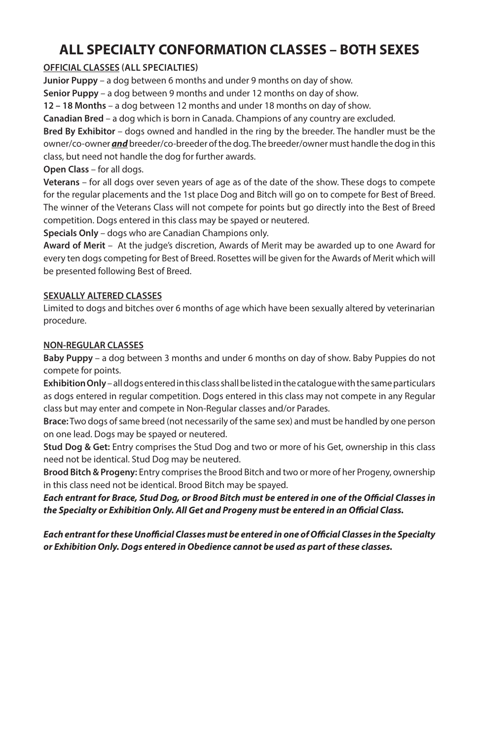# ALL SPECIALTY CONFORMATION CLASSES – BOTH SEXES

**OFFICIAL CLASSES (ALL SPECIALTIES)**

**Junior Puppy** – a dog between 6 months and under 9 months on day of show.

**Senior Puppy** – a dog between 9 months and under 12 months on day of show.

**12 – 18 Months** – a dog between 12 months and under 18 months on day of show.

**Canadian Bred** – a dog which is born in Canada. Champions of any country are excluded.

**Bred By Exhibitor** – dogs owned and handled in the ring by the breeder. The handler must be the owner/co-owner ***and*** breeder/co-breeder of the dog. The breeder/owner must handle the dog in this class, but need not handle the dog for further awards.

**Open Class** – for all dogs.

**Veterans** – for all dogs over seven years of age as of the date of the show. These dogs to compete for the regular placements and the 1st place Dog and Bitch will go on to compete for Best of Breed. The winner of the Veterans Class will not compete for points but go directly into the Best of Breed competition. Dogs entered in this class may be spayed or neutered.

**Specials Only** – dogs who are Canadian Champions only.

**Award of Merit** – At the judge's discretion, Awards of Merit may be awarded up to one Award for every ten dogs competing for Best of Breed. Rosettes will be given for the Awards of Merit which will be presented following Best of Breed.

**SEXUALLY ALTERED CLASSES**

Limited to dogs and bitches over 6 months of age which have been sexually altered by veterinarian procedure.

**NON-REGULAR CLASSES**

**Baby Puppy** – a dog between 3 months and under 6 months on day of show. Baby Puppies do not compete for points.

**Exhibition Only** – all dogs entered in this class shall be listed in the catalogue with the same particulars as dogs entered in regular competition. Dogs entered in this class may not compete in any Regular class but may enter and compete in Non-Regular classes and/or Parades.

**Brace:** Two dogs of same breed (not necessarily of the same sex) and must be handled by one person on one lead. Dogs may be spayed or neutered.

**Stud Dog & Get:** Entry comprises the Stud Dog and two or more of his Get, ownership in this class need not be identical. Stud Dog may be neutered.

**Brood Bitch & Progeny:** Entry comprises the Brood Bitch and two or more of her Progeny, ownership in this class need not be identical. Brood Bitch may be spayed.

***Each entrant for Brace, Stud Dog, or Brood Bitch must be entered in one of the Official Classes in the Specialty or Exhibition Only. All Get and Progeny must be entered in an Official Class.***

***Each entrant for these Unofficial Classes must be entered in one of Official Classes in the Specialty or Exhibition Only. Dogs entered in Obedience cannot be used as part of these classes.***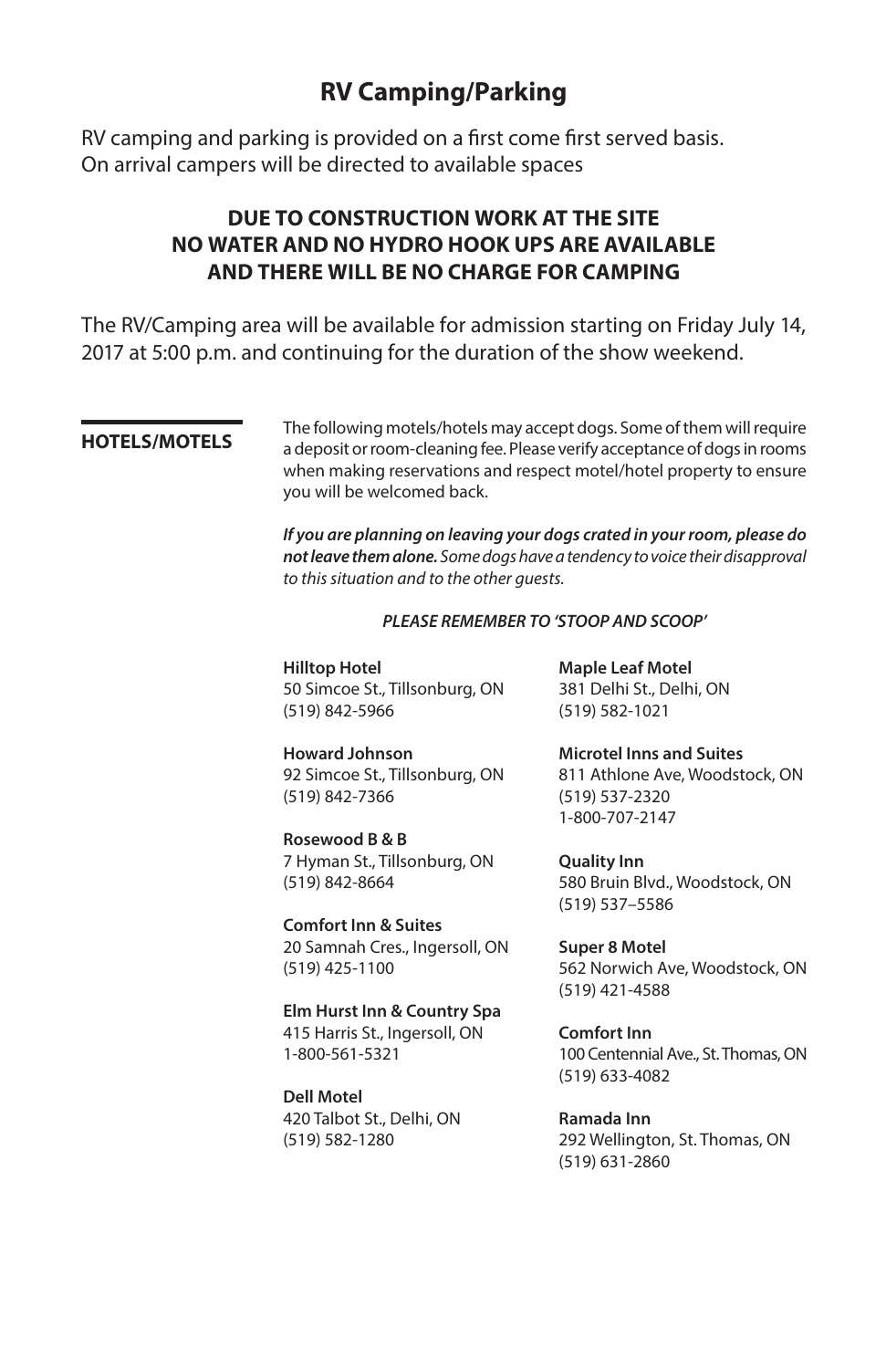# RV Camping/Parking

RV camping and parking is provided on a first come first served basis.
On arrival campers will be directed to available spaces

**DUE TO CONSTRUCTION WORK AT THE SITE**
**NO WATER AND NO HYDRO HOOK UPS ARE AVAILABLE**
**AND THERE WILL BE NO CHARGE FOR CAMPING**

The RV/Camping area will be available for admission starting on Friday July 14, 2017 at 5:00 p.m. and continuing for the duration of the show weekend.

## HOTELS/MOTELS

The following motels/hotels may accept dogs. Some of them will require a deposit or room-cleaning fee. Please verify acceptance of dogs in rooms when making reservations and respect motel/hotel property to ensure you will be welcomed back.

***If you are planning on leaving your dogs crated in your room, please do not leave them alone.*** *Some dogs have a tendency to voice their disapproval to this situation and to the other guests.*

***PLEASE REMEMBER TO 'STOOP AND SCOOP'***

**Hilltop Hotel**
50 Simcoe St., Tillsonburg, ON
(519) 842-5966

**Howard Johnson**
92 Simcoe St., Tillsonburg, ON
(519) 842-7366

**Rosewood B & B**
7 Hyman St., Tillsonburg, ON
(519) 842-8664

**Comfort Inn & Suites**
20 Samnah Cres., Ingersoll, ON
(519) 425-1100

**Elm Hurst Inn & Country Spa**
415 Harris St., Ingersoll, ON
1-800-561-5321

**Dell Motel**
420 Talbot St., Delhi, ON
(519) 582-1280

**Maple Leaf Motel**
381 Delhi St., Delhi, ON
(519) 582-1021

**Microtel Inns and Suites**
811 Athlone Ave, Woodstock, ON
(519) 537-2320
1-800-707-2147

**Quality Inn**
580 Bruin Blvd., Woodstock, ON
(519) 537–5586

**Super 8 Motel**
562 Norwich Ave, Woodstock, ON
(519) 421-4588

**Comfort Inn**
100 Centennial Ave., St. Thomas, ON
(519) 633-4082

**Ramada Inn**
292 Wellington, St. Thomas, ON
(519) 631-2860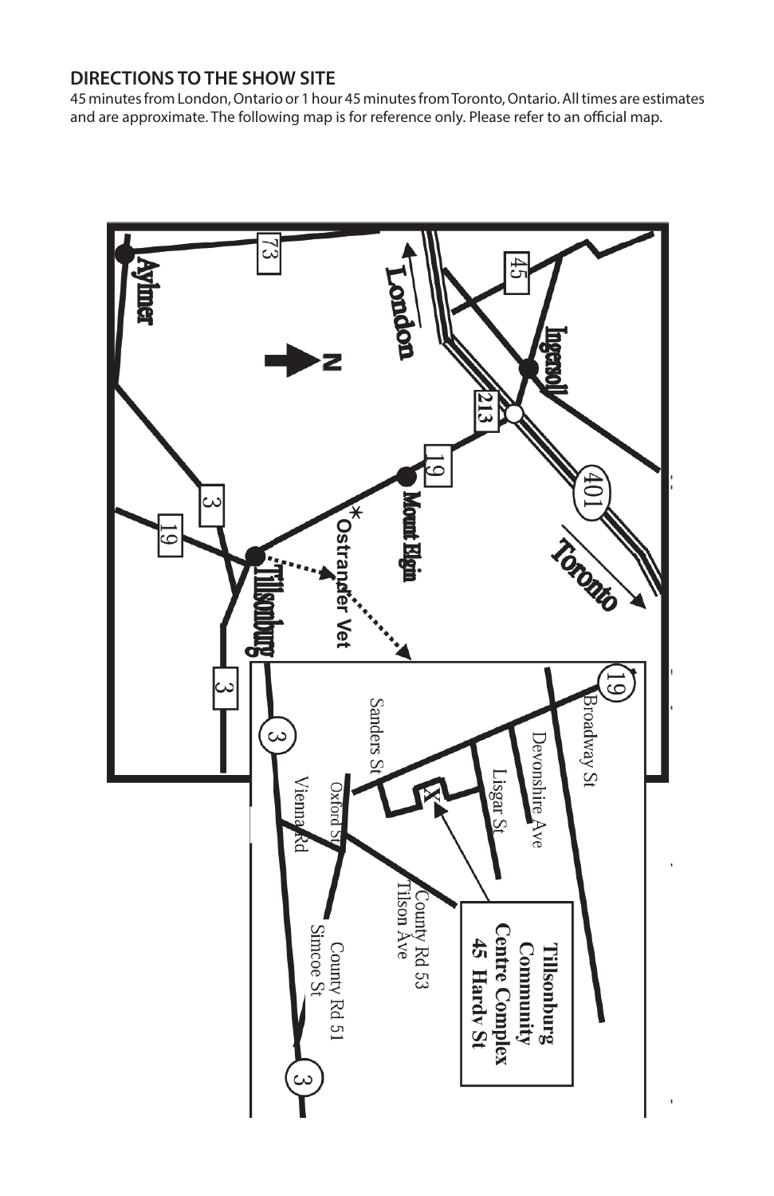## DIRECTIONS TO THE SHOW SITE

45 minutes from London, Ontario or 1 hour 45 minutes from Toronto, Ontario. All times are estimates and are approximate. The following map is for reference only. Please refer to an official map.

N

London

Toronto

401

45

73

213

19

3

Aylmer

Ingersoll

Mount Elgin

Tillsonburg

Ostrander Vet

19

Broadway St

Devonshire Ave

Lisgar St

Sanders St

Oxford St

Vienna Rd

County Rd 53
Tilson Ave

County Rd 51
Simcoe St

3

**Tillsonburg Community Centre Complex**
**45 Hardy St**